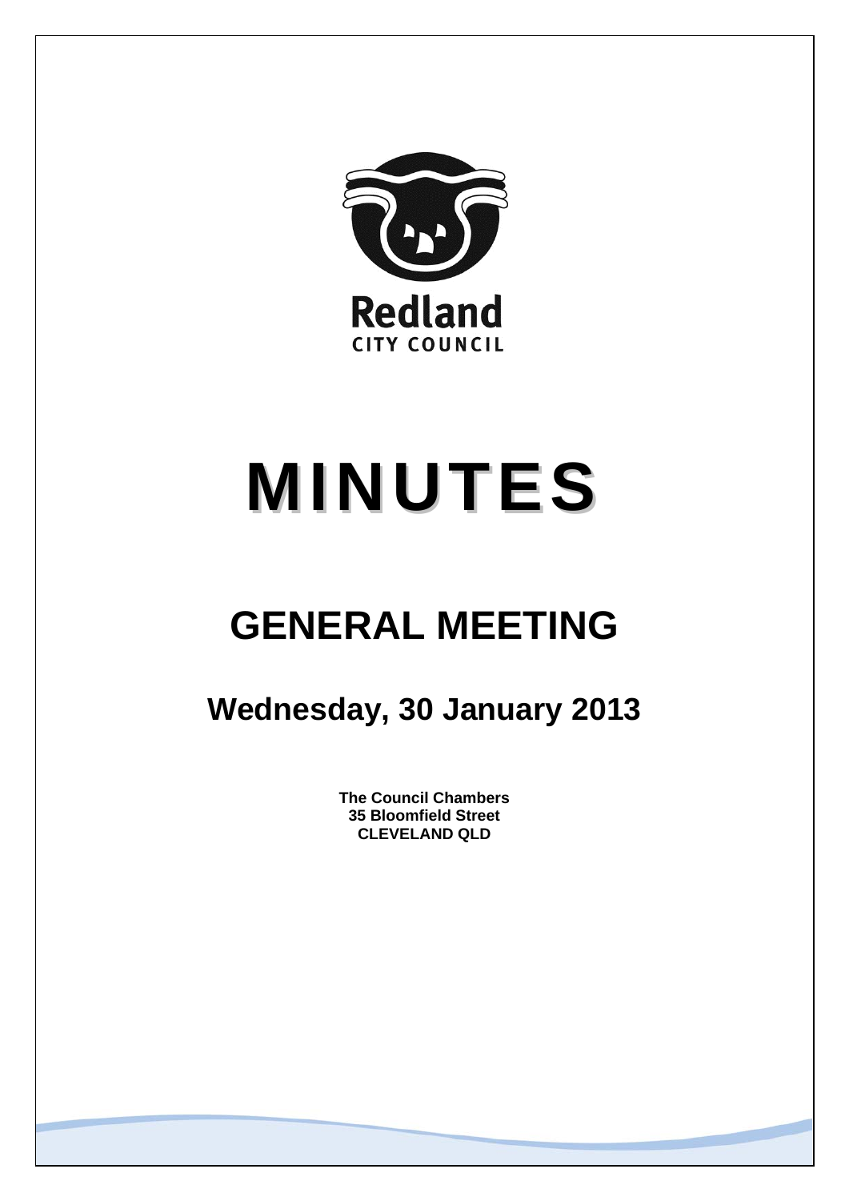Redland
CITY COUNCIL

# MINUTES

## GENERAL MEETING

### Wednesday, 30 January 2013

**The Council Chambers**
**35 Bloomfield Street**
**CLEVELAND QLD**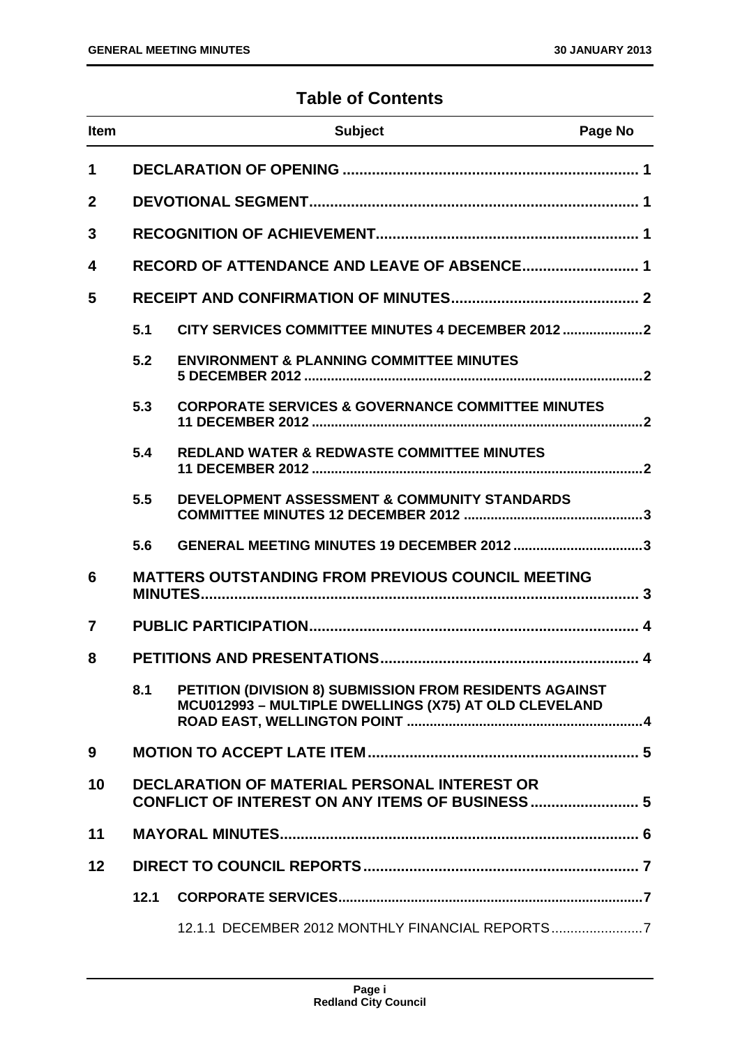## Table of Contents

| Item | | Subject | Page No |
|---|---|---|---|
| 1 | | DECLARATION OF OPENING | 1 |
| 2 | | DEVOTIONAL SEGMENT | 1 |
| 3 | | RECOGNITION OF ACHIEVEMENT | 1 |
| 4 | | RECORD OF ATTENDANCE AND LEAVE OF ABSENCE | 1 |
| 5 | | RECEIPT AND CONFIRMATION OF MINUTES | 2 |
| | 5.1 | CITY SERVICES COMMITTEE MINUTES 4 DECEMBER 2012 | 2 |
| | 5.2 | ENVIRONMENT & PLANNING COMMITTEE MINUTES 5 DECEMBER 2012 | 2 |
| | 5.3 | CORPORATE SERVICES & GOVERNANCE COMMITTEE MINUTES 11 DECEMBER 2012 | 2 |
| | 5.4 | REDLAND WATER & REDWASTE COMMITTEE MINUTES 11 DECEMBER 2012 | 2 |
| | 5.5 | DEVELOPMENT ASSESSMENT & COMMUNITY STANDARDS COMMITTEE MINUTES 12 DECEMBER 2012 | 3 |
| | 5.6 | GENERAL MEETING MINUTES 19 DECEMBER 2012 | 3 |
| 6 | | MATTERS OUTSTANDING FROM PREVIOUS COUNCIL MEETING MINUTES | 3 |
| 7 | | PUBLIC PARTICIPATION | 4 |
| 8 | | PETITIONS AND PRESENTATIONS | 4 |
| | 8.1 | PETITION (DIVISION 8) SUBMISSION FROM RESIDENTS AGAINST MCU012993 – MULTIPLE DWELLINGS (X75) AT OLD CLEVELAND ROAD EAST, WELLINGTON POINT | 4 |
| 9 | | MOTION TO ACCEPT LATE ITEM | 5 |
| 10 | | DECLARATION OF MATERIAL PERSONAL INTEREST OR CONFLICT OF INTEREST ON ANY ITEMS OF BUSINESS | 5 |
| 11 | | MAYORAL MINUTES | 6 |
| 12 | | DIRECT TO COUNCIL REPORTS | 7 |
| | 12.1 | CORPORATE SERVICES | 7 |
| | | 12.1.1 DECEMBER 2012 MONTHLY FINANCIAL REPORTS | 7 |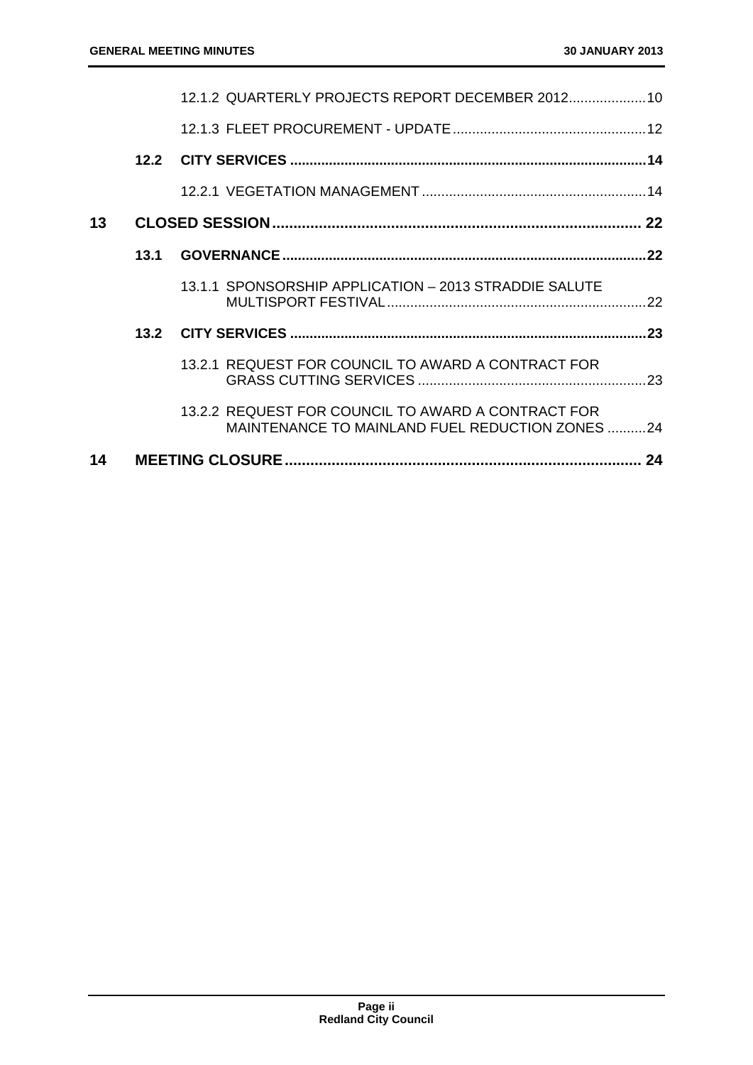12.1.2 QUARTERLY PROJECTS REPORT DECEMBER 2012....................10

12.1.3 FLEET PROCUREMENT - UPDATE..................................................12

**12.2 CITY SERVICES ..........................................................................................14**

12.2.1 VEGETATION MANAGEMENT..........................................................14

**13 CLOSED SESSION....................................................................................... 22**

**13.1 GOVERNANCE............................................................................................22**

13.1.1 SPONSORSHIP APPLICATION – 2013 STRADDIE SALUTE MULTISPORT FESTIVAL...................................................................22

**13.2 CITY SERVICES ..........................................................................................23**

13.2.1 REQUEST FOR COUNCIL TO AWARD A CONTRACT FOR GRASS CUTTING SERVICES ...........................................................23

13.2.2 REQUEST FOR COUNCIL TO AWARD A CONTRACT FOR MAINTENANCE TO MAINLAND FUEL REDUCTION ZONES ..........24

**14 MEETING CLOSURE.................................................................................... 24**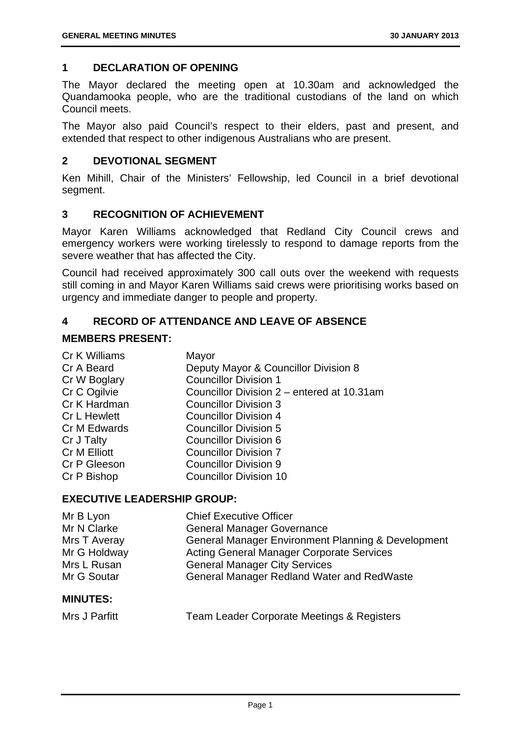## 1 DECLARATION OF OPENING

The Mayor declared the meeting open at 10.30am and acknowledged the Quandamooka people, who are the traditional custodians of the land on which Council meets.

The Mayor also paid Council's respect to their elders, past and present, and extended that respect to other indigenous Australians who are present.

## 2 DEVOTIONAL SEGMENT

Ken Mihill, Chair of the Ministers' Fellowship, led Council in a brief devotional segment.

## 3 RECOGNITION OF ACHIEVEMENT

Mayor Karen Williams acknowledged that Redland City Council crews and emergency workers were working tirelessly to respond to damage reports from the severe weather that has affected the City.

Council had received approximately 300 call outs over the weekend with requests still coming in and Mayor Karen Williams said crews were prioritising works based on urgency and immediate danger to people and property.

## 4 RECORD OF ATTENDANCE AND LEAVE OF ABSENCE

### MEMBERS PRESENT:

| | |
|---|---|
| Cr K Williams | Mayor |
| Cr A Beard | Deputy Mayor & Councillor Division 8 |
| Cr W Boglary | Councillor Division 1 |
| Cr C Ogilvie | Councillor Division 2 – entered at 10.31am |
| Cr K Hardman | Councillor Division 3 |
| Cr L Hewlett | Councillor Division 4 |
| Cr M Edwards | Councillor Division 5 |
| Cr J Talty | Councillor Division 6 |
| Cr M Elliott | Councillor Division 7 |
| Cr P Gleeson | Councillor Division 9 |
| Cr P Bishop | Councillor Division 10 |

### EXECUTIVE LEADERSHIP GROUP:

| | |
|---|---|
| Mr B Lyon | Chief Executive Officer |
| Mr N Clarke | General Manager Governance |
| Mrs T Averay | General Manager Environment Planning & Development |
| Mr G Holdway | Acting General Manager Corporate Services |
| Mrs L Rusan | General Manager City Services |
| Mr G Soutar | General Manager Redland Water and RedWaste |

### MINUTES:

| | |
|---|---|
| Mrs J Parfitt | Team Leader Corporate Meetings & Registers |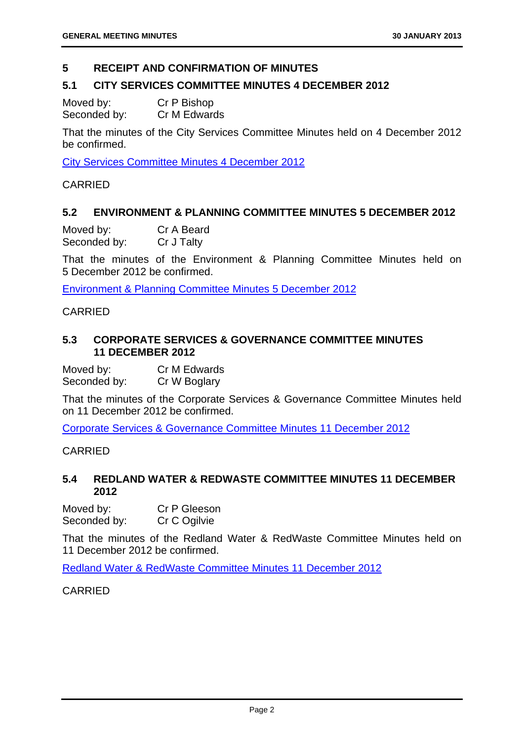## 5 RECEIPT AND CONFIRMATION OF MINUTES

### 5.1 CITY SERVICES COMMITTEE MINUTES 4 DECEMBER 2012

Moved by: Cr P Bishop
Seconded by: Cr M Edwards

That the minutes of the City Services Committee Minutes held on 4 December 2012 be confirmed.

City Services Committee Minutes 4 December 2012

CARRIED

### 5.2 ENVIRONMENT & PLANNING COMMITTEE MINUTES 5 DECEMBER 2012

Moved by: Cr A Beard
Seconded by: Cr J Talty

That the minutes of the Environment & Planning Committee Minutes held on 5 December 2012 be confirmed.

Environment & Planning Committee Minutes 5 December 2012

CARRIED

### 5.3 CORPORATE SERVICES & GOVERNANCE COMMITTEE MINUTES 11 DECEMBER 2012

Moved by: Cr M Edwards
Seconded by: Cr W Boglary

That the minutes of the Corporate Services & Governance Committee Minutes held on 11 December 2012 be confirmed.

Corporate Services & Governance Committee Minutes 11 December 2012

CARRIED

### 5.4 REDLAND WATER & REDWASTE COMMITTEE MINUTES 11 DECEMBER 2012

Moved by: Cr P Gleeson
Seconded by: Cr C Ogilvie

That the minutes of the Redland Water & RedWaste Committee Minutes held on 11 December 2012 be confirmed.

Redland Water & RedWaste Committee Minutes 11 December 2012

CARRIED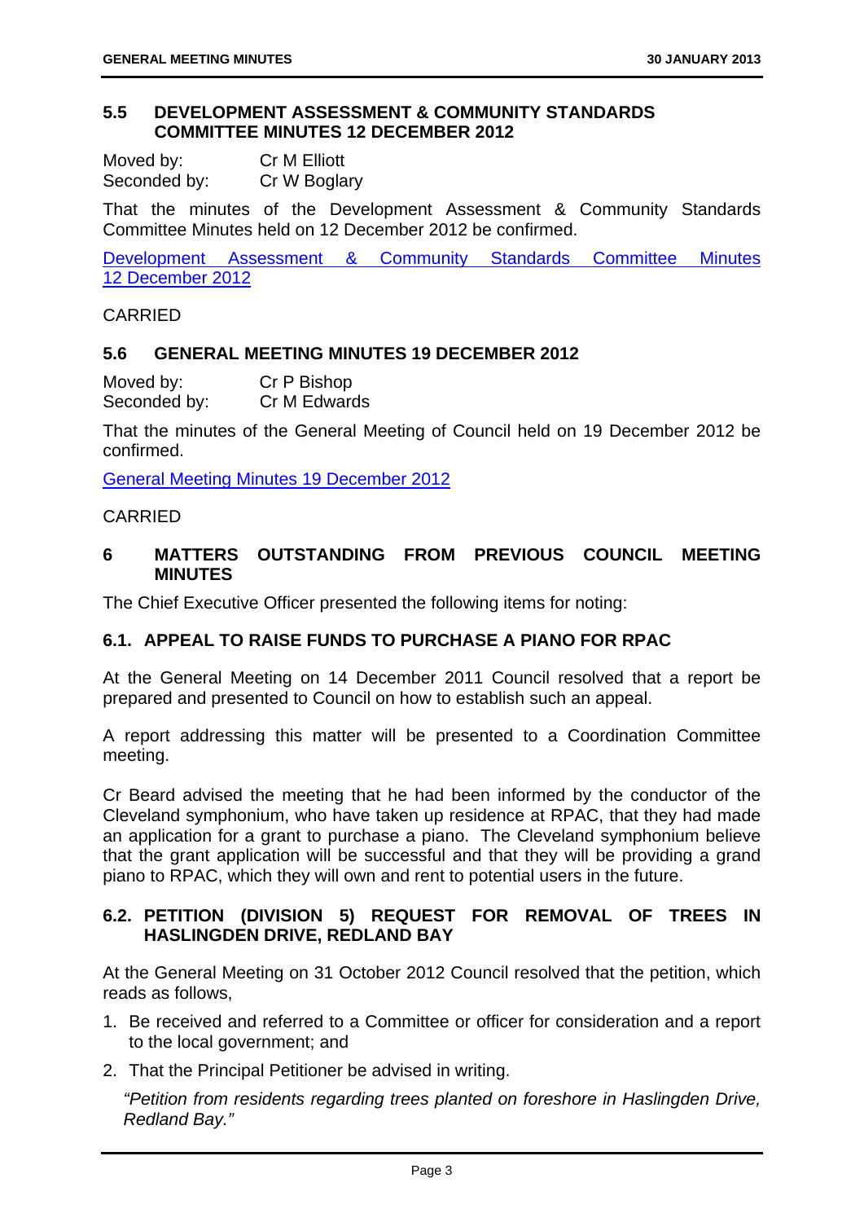### 5.5 DEVELOPMENT ASSESSMENT & COMMUNITY STANDARDS COMMITTEE MINUTES 12 DECEMBER 2012

Moved by: Cr M Elliott
Seconded by: Cr W Boglary

That the minutes of the Development Assessment & Community Standards Committee Minutes held on 12 December 2012 be confirmed.

Development Assessment & Community Standards Committee Minutes 12 December 2012

CARRIED

### 5.6 GENERAL MEETING MINUTES 19 DECEMBER 2012

Moved by: Cr P Bishop
Seconded by: Cr M Edwards

That the minutes of the General Meeting of Council held on 19 December 2012 be confirmed.

General Meeting Minutes 19 December 2012

CARRIED

## 6 MATTERS OUTSTANDING FROM PREVIOUS COUNCIL MEETING MINUTES

The Chief Executive Officer presented the following items for noting:

### 6.1. APPEAL TO RAISE FUNDS TO PURCHASE A PIANO FOR RPAC

At the General Meeting on 14 December 2011 Council resolved that a report be prepared and presented to Council on how to establish such an appeal.

A report addressing this matter will be presented to a Coordination Committee meeting.

Cr Beard advised the meeting that he had been informed by the conductor of the Cleveland symphonium, who have taken up residence at RPAC, that they had made an application for a grant to purchase a piano. The Cleveland symphonium believe that the grant application will be successful and that they will be providing a grand piano to RPAC, which they will own and rent to potential users in the future.

### 6.2. PETITION (DIVISION 5) REQUEST FOR REMOVAL OF TREES IN HASLINGDEN DRIVE, REDLAND BAY

At the General Meeting on 31 October 2012 Council resolved that the petition, which reads as follows,

1. Be received and referred to a Committee or officer for consideration and a report to the local government; and
2. That the Principal Petitioner be advised in writing.

*"Petition from residents regarding trees planted on foreshore in Haslingden Drive, Redland Bay."*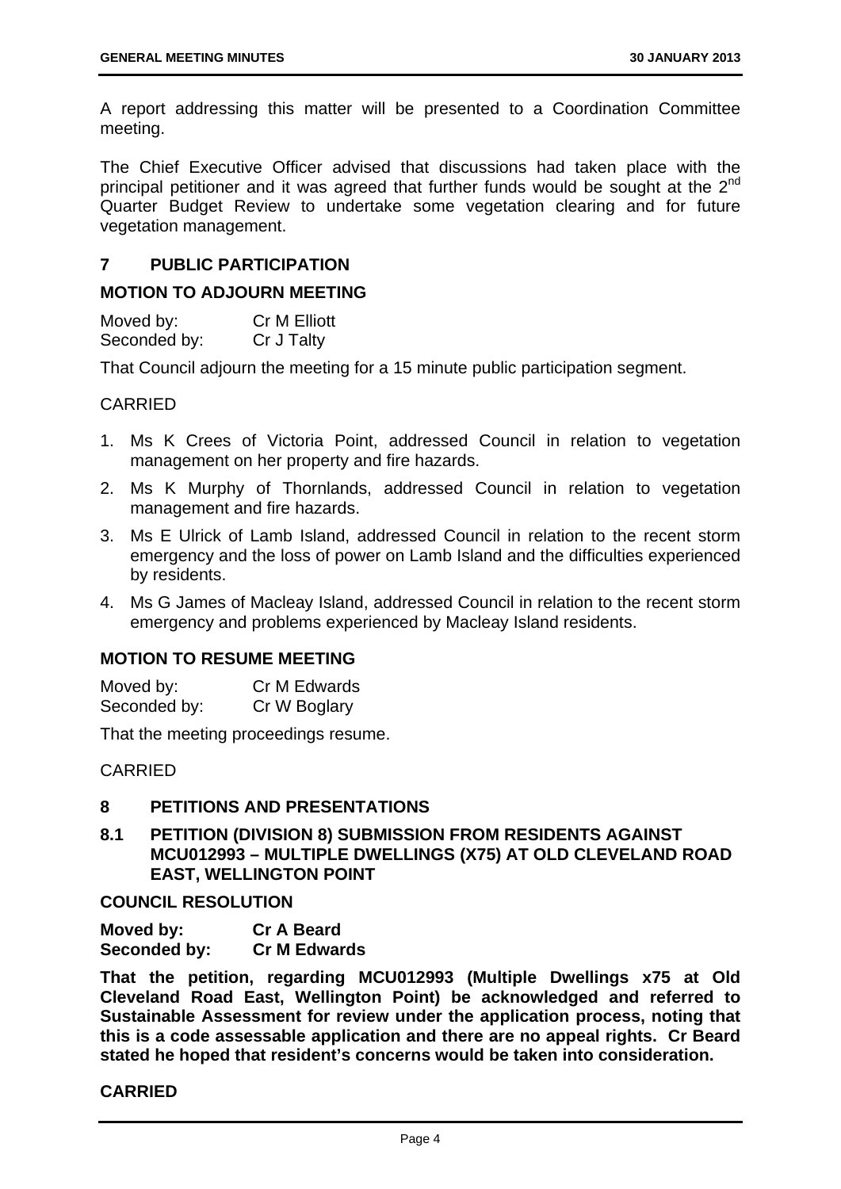A report addressing this matter will be presented to a Coordination Committee meeting.

The Chief Executive Officer advised that discussions had taken place with the principal petitioner and it was agreed that further funds would be sought at the 2nd Quarter Budget Review to undertake some vegetation clearing and for future vegetation management.

## 7 PUBLIC PARTICIPATION

### MOTION TO ADJOURN MEETING

Moved by: Cr M Elliott
Seconded by: Cr J Talty

That Council adjourn the meeting for a 15 minute public participation segment.

CARRIED

1. Ms K Crees of Victoria Point, addressed Council in relation to vegetation management on her property and fire hazards.
2. Ms K Murphy of Thornlands, addressed Council in relation to vegetation management and fire hazards.
3. Ms E Ulrick of Lamb Island, addressed Council in relation to the recent storm emergency and the loss of power on Lamb Island and the difficulties experienced by residents.
4. Ms G James of Macleay Island, addressed Council in relation to the recent storm emergency and problems experienced by Macleay Island residents.

### MOTION TO RESUME MEETING

Moved by: Cr M Edwards
Seconded by: Cr W Boglary

That the meeting proceedings resume.

CARRIED

## 8 PETITIONS AND PRESENTATIONS

### 8.1 PETITION (DIVISION 8) SUBMISSION FROM RESIDENTS AGAINST MCU012993 – MULTIPLE DWELLINGS (X75) AT OLD CLEVELAND ROAD EAST, WELLINGTON POINT

**COUNCIL RESOLUTION**

**Moved by: Cr A Beard**
**Seconded by: Cr M Edwards**

**That the petition, regarding MCU012993 (Multiple Dwellings x75 at Old Cleveland Road East, Wellington Point) be acknowledged and referred to Sustainable Assessment for review under the application process, noting that this is a code assessable application and there are no appeal rights. Cr Beard stated he hoped that resident's concerns would be taken into consideration.**

**CARRIED**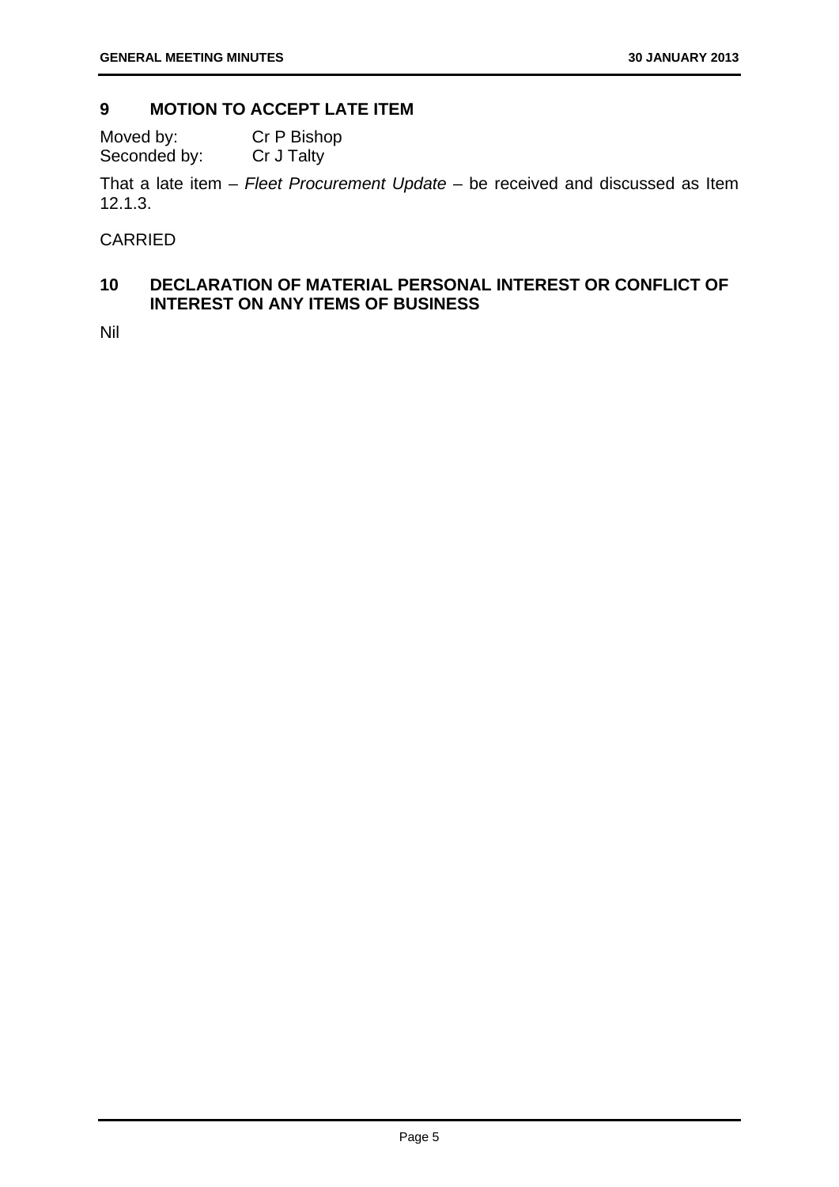## 9 MOTION TO ACCEPT LATE ITEM

Moved by: Cr P Bishop
Seconded by: Cr J Talty

That a late item – *Fleet Procurement Update* – be received and discussed as Item 12.1.3.

CARRIED

## 10 DECLARATION OF MATERIAL PERSONAL INTEREST OR CONFLICT OF INTEREST ON ANY ITEMS OF BUSINESS

Nil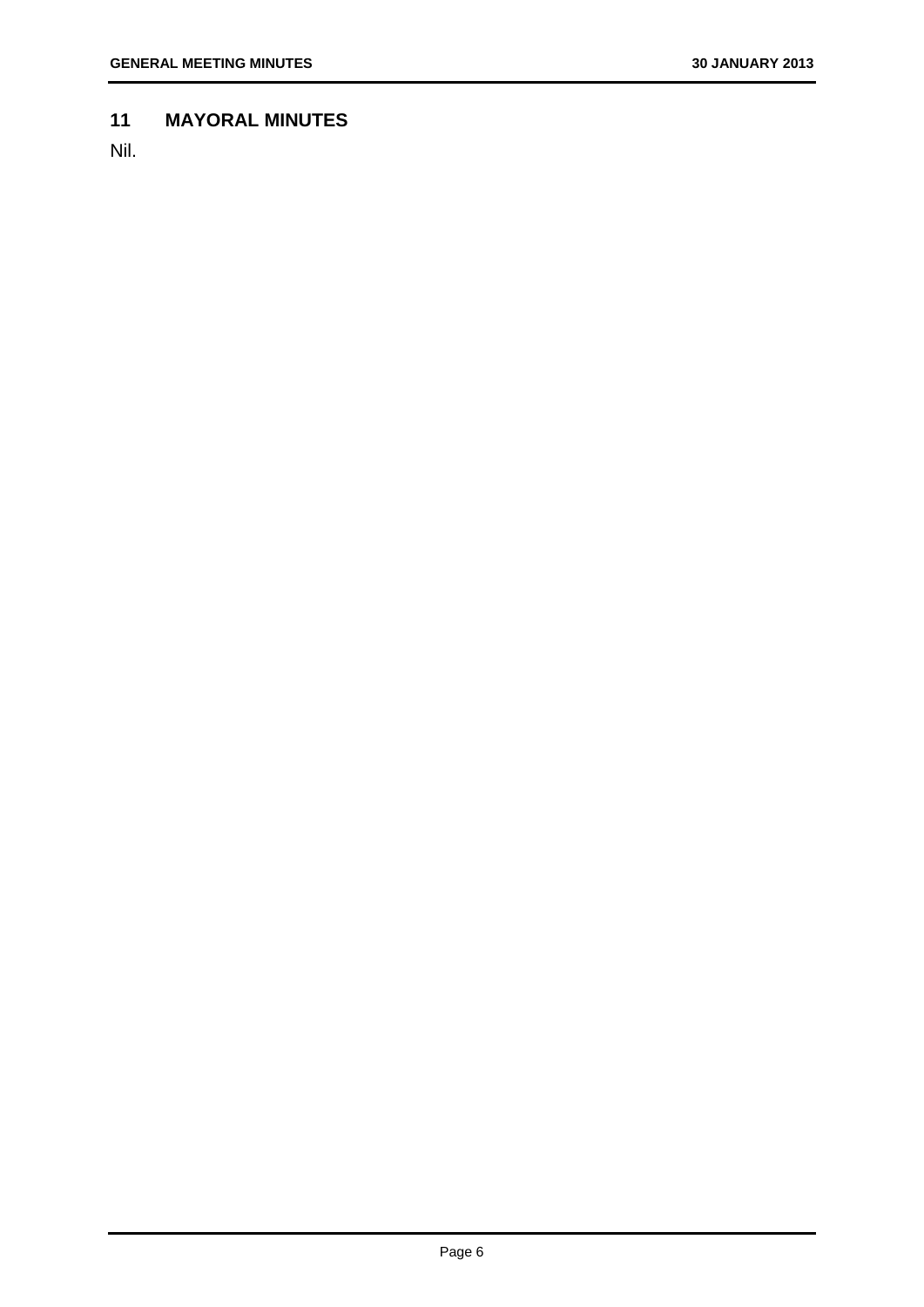## 11 MAYORAL MINUTES

Nil.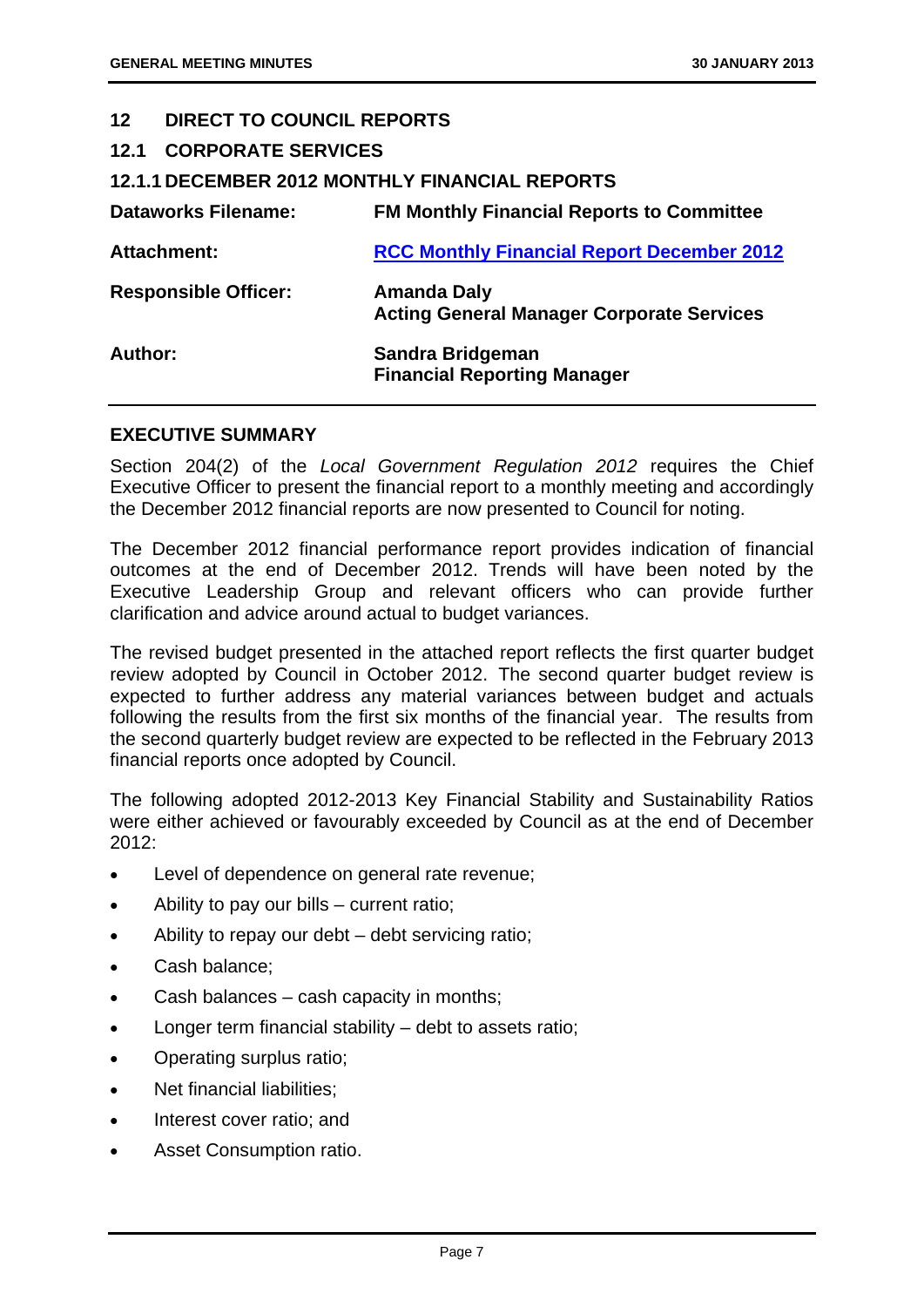## 12 DIRECT TO COUNCIL REPORTS

## 12.1 CORPORATE SERVICES

### 12.1.1 DECEMBER 2012 MONTHLY FINANCIAL REPORTS

| | |
|---|---|
| **Dataworks Filename:** | **FM Monthly Financial Reports to Committee** |
| **Attachment:** | **RCC Monthly Financial Report December 2012** |
| **Responsible Officer:** | **Amanda Daly**<br>**Acting General Manager Corporate Services** |
| **Author:** | **Sandra Bridgeman**<br>**Financial Reporting Manager** |

## EXECUTIVE SUMMARY

Section 204(2) of the *Local Government Regulation 2012* requires the Chief Executive Officer to present the financial report to a monthly meeting and accordingly the December 2012 financial reports are now presented to Council for noting.

The December 2012 financial performance report provides indication of financial outcomes at the end of December 2012. Trends will have been noted by the Executive Leadership Group and relevant officers who can provide further clarification and advice around actual to budget variances.

The revised budget presented in the attached report reflects the first quarter budget review adopted by Council in October 2012. The second quarter budget review is expected to further address any material variances between budget and actuals following the results from the first six months of the financial year. The results from the second quarterly budget review are expected to be reflected in the February 2013 financial reports once adopted by Council.

The following adopted 2012-2013 Key Financial Stability and Sustainability Ratios were either achieved or favourably exceeded by Council as at the end of December 2012:

- Level of dependence on general rate revenue;
- Ability to pay our bills – current ratio;
- Ability to repay our debt – debt servicing ratio;
- Cash balance;
- Cash balances – cash capacity in months;
- Longer term financial stability – debt to assets ratio;
- Operating surplus ratio;
- Net financial liabilities;
- Interest cover ratio; and
- Asset Consumption ratio.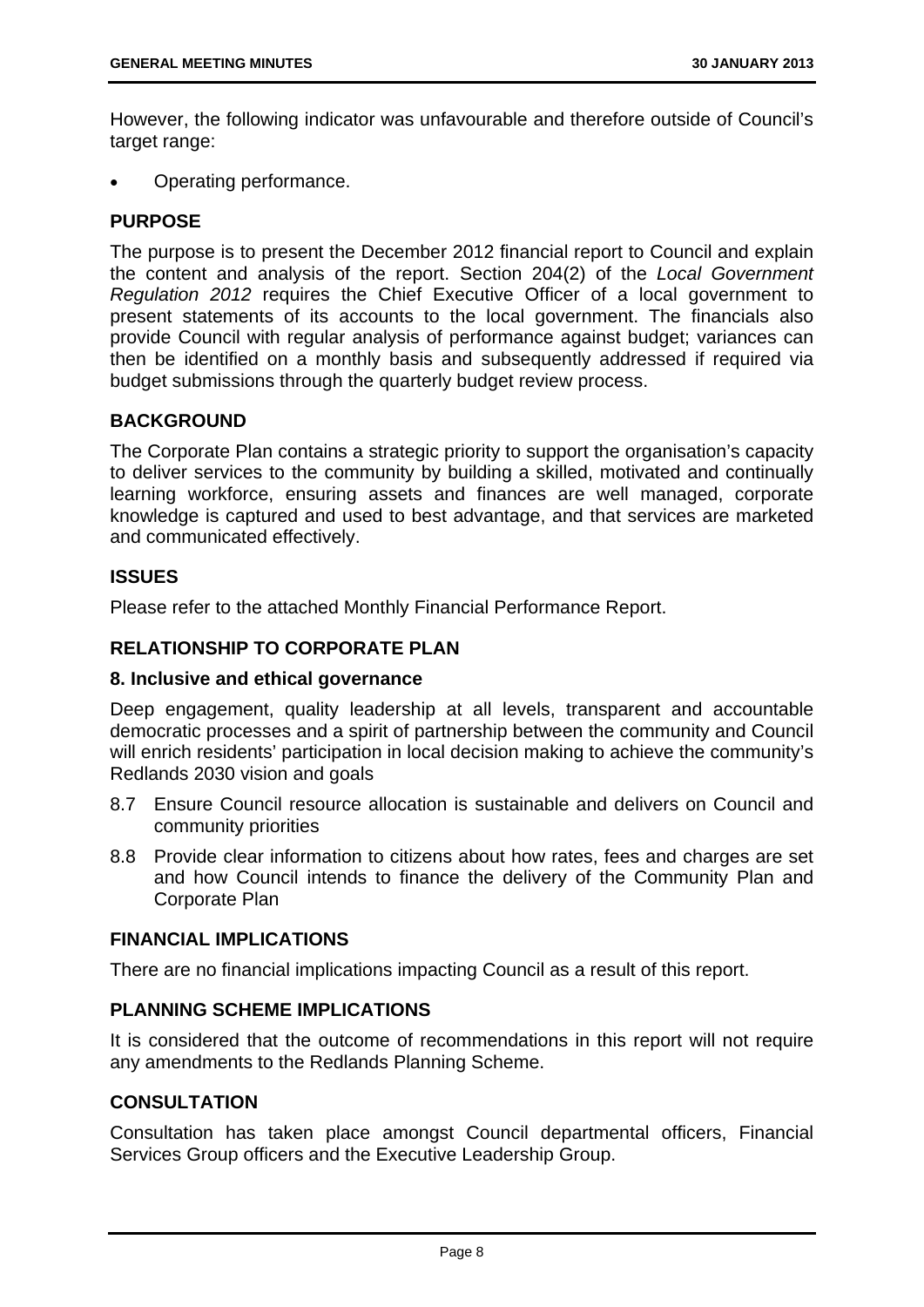However, the following indicator was unfavourable and therefore outside of Council's target range:

- Operating performance.

## PURPOSE

The purpose is to present the December 2012 financial report to Council and explain the content and analysis of the report. Section 204(2) of the *Local Government Regulation 2012* requires the Chief Executive Officer of a local government to present statements of its accounts to the local government. The financials also provide Council with regular analysis of performance against budget; variances can then be identified on a monthly basis and subsequently addressed if required via budget submissions through the quarterly budget review process.

## BACKGROUND

The Corporate Plan contains a strategic priority to support the organisation's capacity to deliver services to the community by building a skilled, motivated and continually learning workforce, ensuring assets and finances are well managed, corporate knowledge is captured and used to best advantage, and that services are marketed and communicated effectively.

## ISSUES

Please refer to the attached Monthly Financial Performance Report.

## RELATIONSHIP TO CORPORATE PLAN

### 8. Inclusive and ethical governance

Deep engagement, quality leadership at all levels, transparent and accountable democratic processes and a spirit of partnership between the community and Council will enrich residents' participation in local decision making to achieve the community's Redlands 2030 vision and goals

8.7 Ensure Council resource allocation is sustainable and delivers on Council and community priorities

8.8 Provide clear information to citizens about how rates, fees and charges are set and how Council intends to finance the delivery of the Community Plan and Corporate Plan

## FINANCIAL IMPLICATIONS

There are no financial implications impacting Council as a result of this report.

## PLANNING SCHEME IMPLICATIONS

It is considered that the outcome of recommendations in this report will not require any amendments to the Redlands Planning Scheme.

## CONSULTATION

Consultation has taken place amongst Council departmental officers, Financial Services Group officers and the Executive Leadership Group.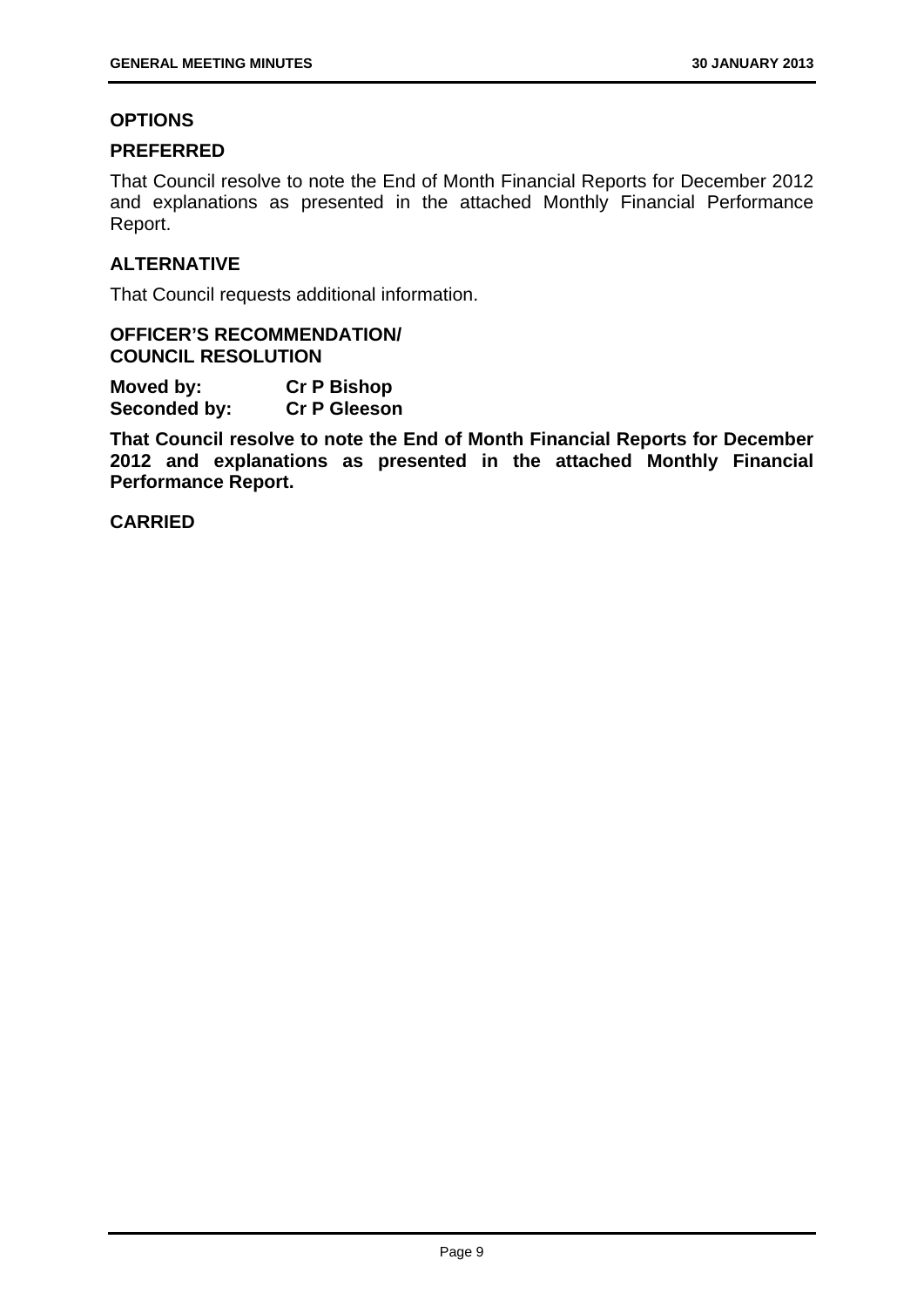## OPTIONS

### PREFERRED

That Council resolve to note the End of Month Financial Reports for December 2012 and explanations as presented in the attached Monthly Financial Performance Report.

### ALTERNATIVE

That Council requests additional information.

**OFFICER'S RECOMMENDATION/**
**COUNCIL RESOLUTION**

**Moved by: Cr P Bishop**
**Seconded by: Cr P Gleeson**

**That Council resolve to note the End of Month Financial Reports for December 2012 and explanations as presented in the attached Monthly Financial Performance Report.**

**CARRIED**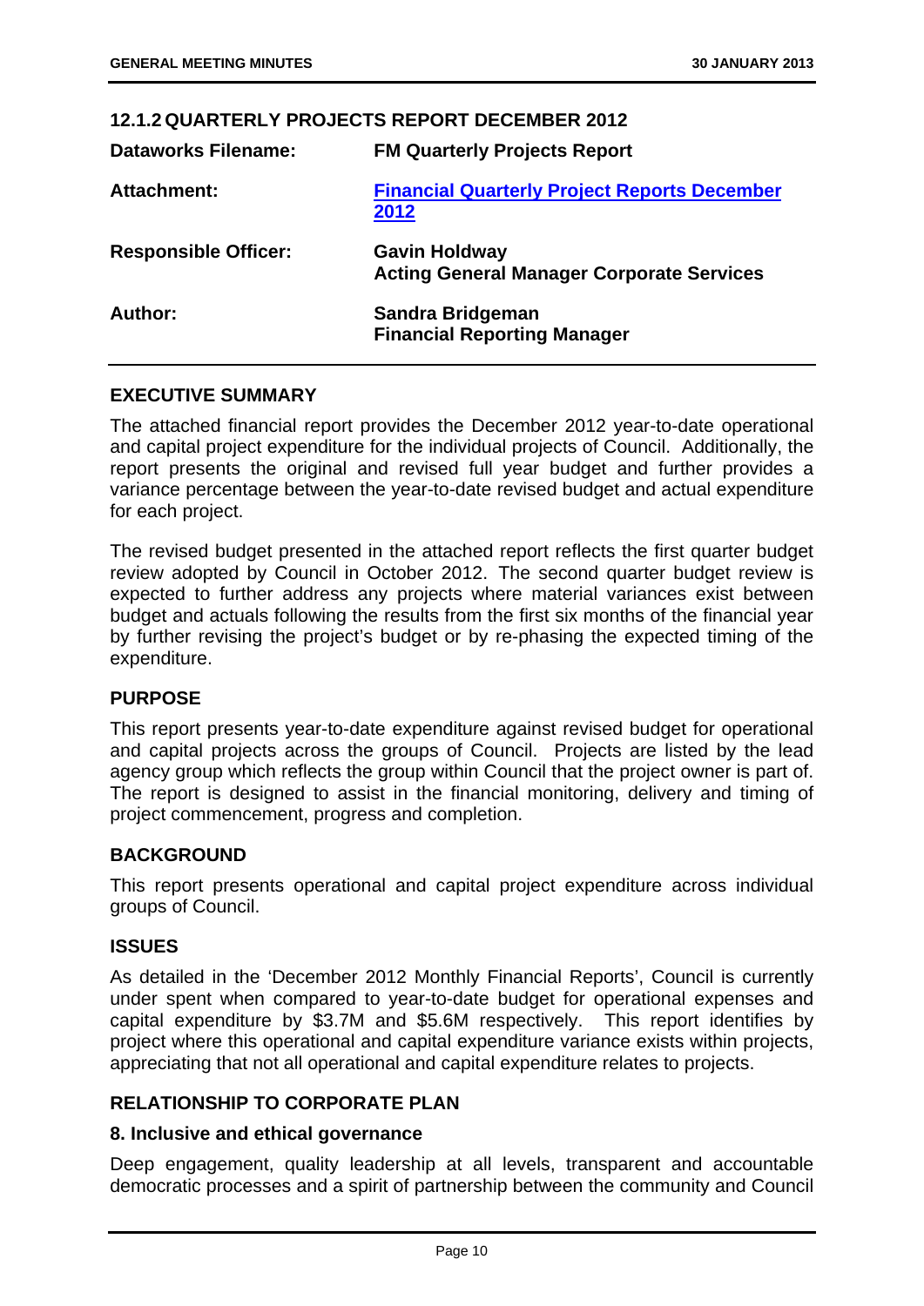## 12.1.2 QUARTERLY PROJECTS REPORT DECEMBER 2012

| | |
|---|---|
| **Dataworks Filename:** | **FM Quarterly Projects Report** |
| **Attachment:** | **Financial Quarterly Project Reports December 2012** |
| **Responsible Officer:** | **Gavin Holdway**<br>**Acting General Manager Corporate Services** |
| **Author:** | **Sandra Bridgeman**<br>**Financial Reporting Manager** |

### EXECUTIVE SUMMARY

The attached financial report provides the December 2012 year-to-date operational and capital project expenditure for the individual projects of Council. Additionally, the report presents the original and revised full year budget and further provides a variance percentage between the year-to-date revised budget and actual expenditure for each project.

The revised budget presented in the attached report reflects the first quarter budget review adopted by Council in October 2012. The second quarter budget review is expected to further address any projects where material variances exist between budget and actuals following the results from the first six months of the financial year by further revising the project's budget or by re-phasing the expected timing of the expenditure.

### PURPOSE

This report presents year-to-date expenditure against revised budget for operational and capital projects across the groups of Council. Projects are listed by the lead agency group which reflects the group within Council that the project owner is part of. The report is designed to assist in the financial monitoring, delivery and timing of project commencement, progress and completion.

### BACKGROUND

This report presents operational and capital project expenditure across individual groups of Council.

### ISSUES

As detailed in the 'December 2012 Monthly Financial Reports', Council is currently under spent when compared to year-to-date budget for operational expenses and capital expenditure by $3.7M and $5.6M respectively. This report identifies by project where this operational and capital expenditure variance exists within projects, appreciating that not all operational and capital expenditure relates to projects.

### RELATIONSHIP TO CORPORATE PLAN

#### 8. Inclusive and ethical governance

Deep engagement, quality leadership at all levels, transparent and accountable democratic processes and a spirit of partnership between the community and Council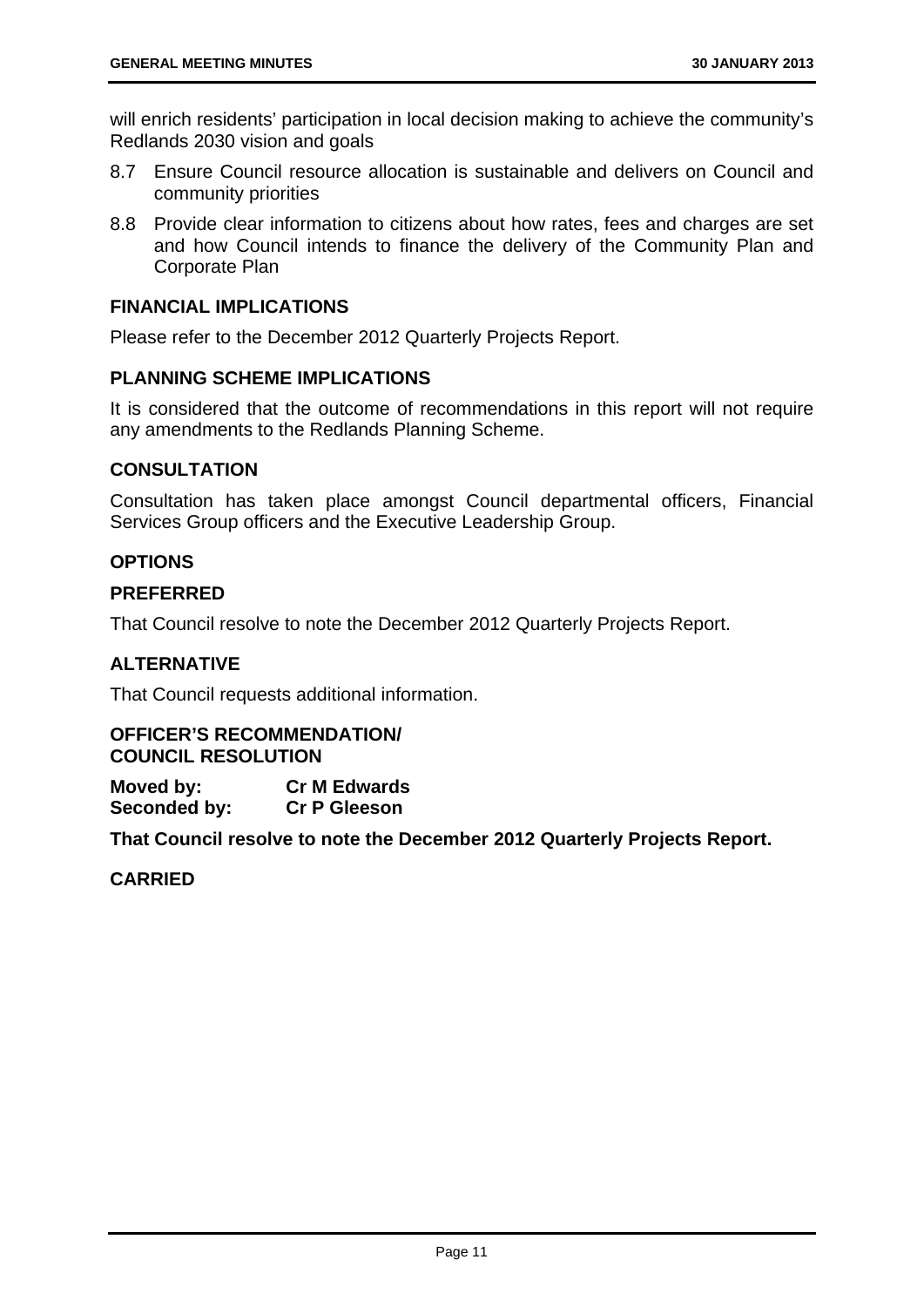will enrich residents' participation in local decision making to achieve the community's Redlands 2030 vision and goals

8.7 Ensure Council resource allocation is sustainable and delivers on Council and community priorities

8.8 Provide clear information to citizens about how rates, fees and charges are set and how Council intends to finance the delivery of the Community Plan and Corporate Plan

### FINANCIAL IMPLICATIONS

Please refer to the December 2012 Quarterly Projects Report.

### PLANNING SCHEME IMPLICATIONS

It is considered that the outcome of recommendations in this report will not require any amendments to the Redlands Planning Scheme.

### CONSULTATION

Consultation has taken place amongst Council departmental officers, Financial Services Group officers and the Executive Leadership Group.

### OPTIONS

### PREFERRED

That Council resolve to note the December 2012 Quarterly Projects Report.

### ALTERNATIVE

That Council requests additional information.

### OFFICER'S RECOMMENDATION/ COUNCIL RESOLUTION

**Moved by:** **Cr M Edwards**
**Seconded by:** **Cr P Gleeson**

**That Council resolve to note the December 2012 Quarterly Projects Report.**

**CARRIED**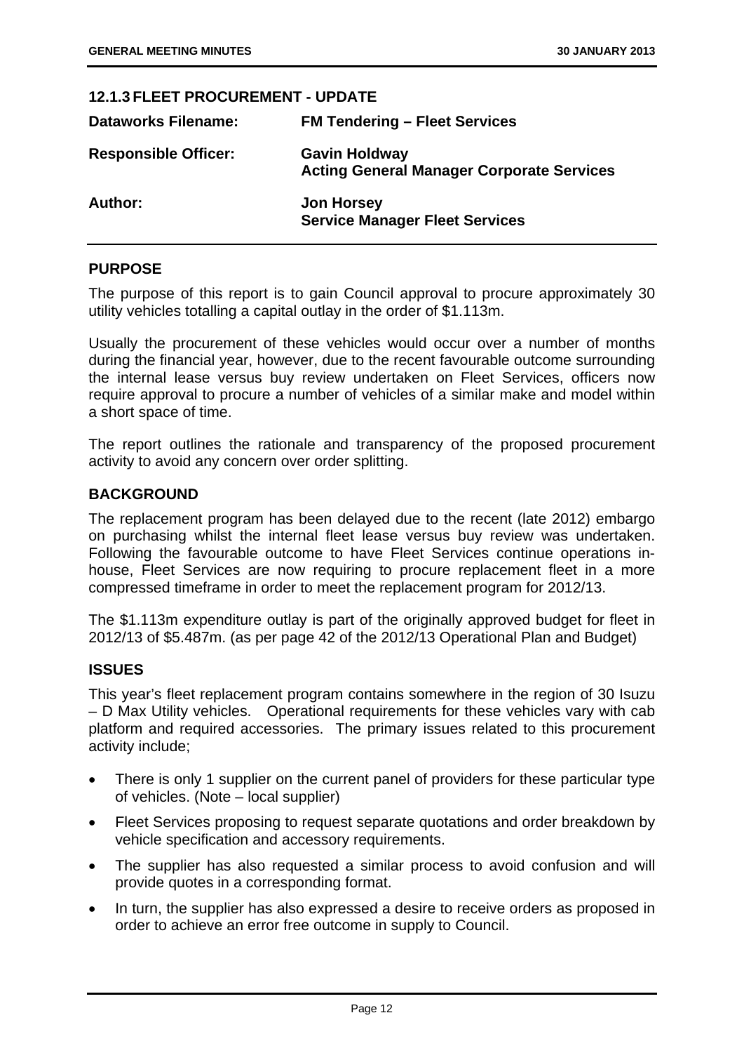### 12.1.3 FLEET PROCUREMENT - UPDATE

| | |
|---|---|
| **Dataworks Filename:** | **FM Tendering – Fleet Services** |
| **Responsible Officer:** | **Gavin Holdway**<br>**Acting General Manager Corporate Services** |
| **Author:** | **Jon Horsey**<br>**Service Manager Fleet Services** |

## PURPOSE

The purpose of this report is to gain Council approval to procure approximately 30 utility vehicles totalling a capital outlay in the order of \$1.113m.

Usually the procurement of these vehicles would occur over a number of months during the financial year, however, due to the recent favourable outcome surrounding the internal lease versus buy review undertaken on Fleet Services, officers now require approval to procure a number of vehicles of a similar make and model within a short space of time.

The report outlines the rationale and transparency of the proposed procurement activity to avoid any concern over order splitting.

## BACKGROUND

The replacement program has been delayed due to the recent (late 2012) embargo on purchasing whilst the internal fleet lease versus buy review was undertaken. Following the favourable outcome to have Fleet Services continue operations in-house, Fleet Services are now requiring to procure replacement fleet in a more compressed timeframe in order to meet the replacement program for 2012/13.

The \$1.113m expenditure outlay is part of the originally approved budget for fleet in 2012/13 of \$5.487m. (as per page 42 of the 2012/13 Operational Plan and Budget)

## ISSUES

This year's fleet replacement program contains somewhere in the region of 30 Isuzu – D Max Utility vehicles. Operational requirements for these vehicles vary with cab platform and required accessories. The primary issues related to this procurement activity include;

- There is only 1 supplier on the current panel of providers for these particular type of vehicles. (Note – local supplier)
- Fleet Services proposing to request separate quotations and order breakdown by vehicle specification and accessory requirements.
- The supplier has also requested a similar process to avoid confusion and will provide quotes in a corresponding format.
- In turn, the supplier has also expressed a desire to receive orders as proposed in order to achieve an error free outcome in supply to Council.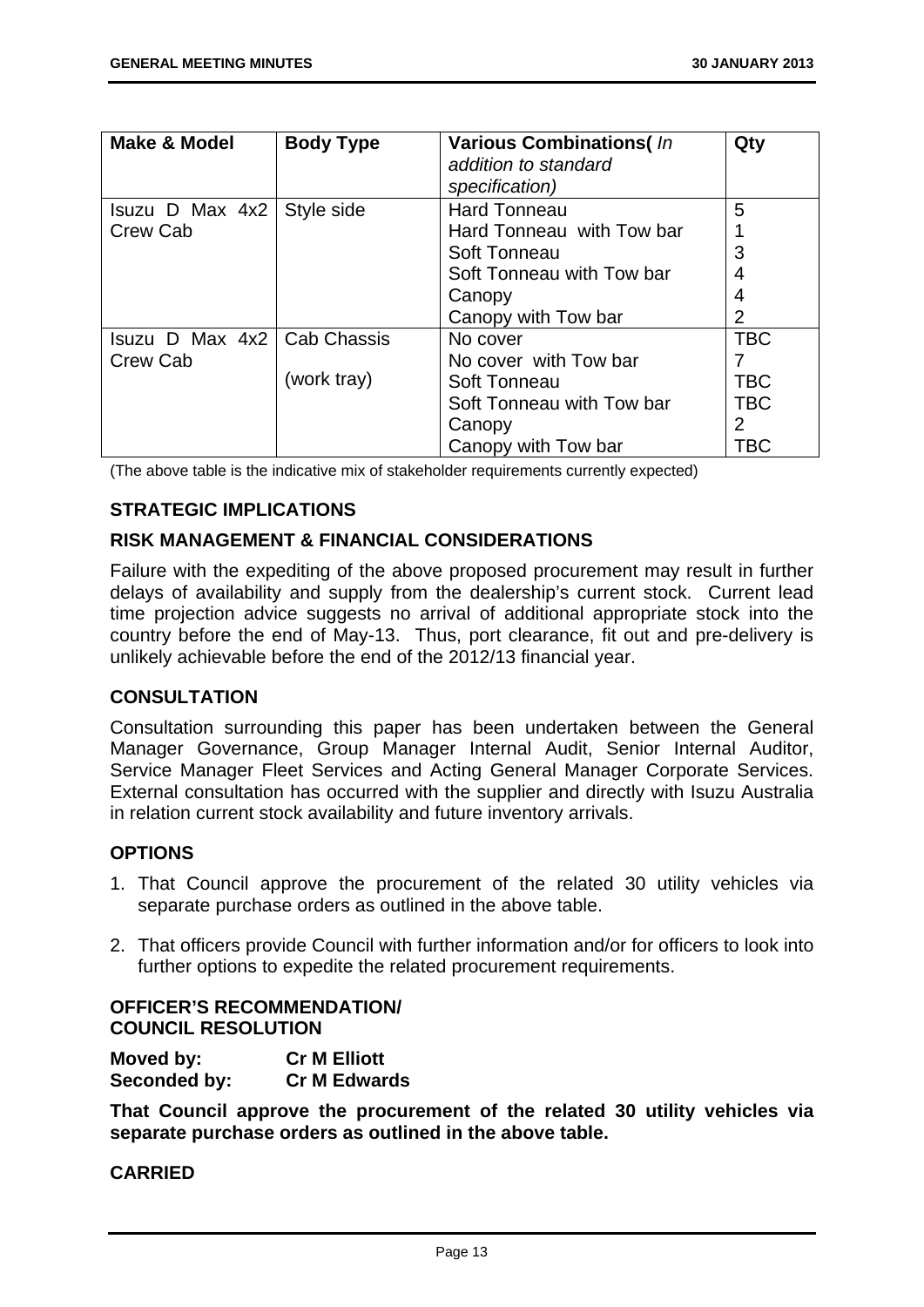| Make & Model | Body Type | Various Combinations( *In addition to standard specification)* | Qty |
|---|---|---|---|
| Isuzu D Max 4x2 Crew Cab | Style side | Hard Tonneau<br>Hard Tonneau with Tow bar<br>Soft Tonneau<br>Soft Tonneau with Tow bar<br>Canopy<br>Canopy with Tow bar | 5<br>1<br>3<br>4<br>4<br>2 |
| Isuzu D Max 4x2 Crew Cab | Cab Chassis<br><br>(work tray) | No cover<br>No cover with Tow bar<br>Soft Tonneau<br>Soft Tonneau with Tow bar<br>Canopy<br>Canopy with Tow bar | TBC<br>7<br>TBC<br>TBC<br>2<br>TBC |

(The above table is the indicative mix of stakeholder requirements currently expected)

**STRATEGIC IMPLICATIONS**

**RISK MANAGEMENT & FINANCIAL CONSIDERATIONS**

Failure with the expediting of the above proposed procurement may result in further delays of availability and supply from the dealership's current stock. Current lead time projection advice suggests no arrival of additional appropriate stock into the country before the end of May-13. Thus, port clearance, fit out and pre-delivery is unlikely achievable before the end of the 2012/13 financial year.

**CONSULTATION**

Consultation surrounding this paper has been undertaken between the General Manager Governance, Group Manager Internal Audit, Senior Internal Auditor, Service Manager Fleet Services and Acting General Manager Corporate Services. External consultation has occurred with the supplier and directly with Isuzu Australia in relation current stock availability and future inventory arrivals.

**OPTIONS**

1. That Council approve the procurement of the related 30 utility vehicles via separate purchase orders as outlined in the above table.
2. That officers provide Council with further information and/or for officers to look into further options to expedite the related procurement requirements.

**OFFICER'S RECOMMENDATION/**
**COUNCIL RESOLUTION**

**Moved by: Cr M Elliott**
**Seconded by: Cr M Edwards**

**That Council approve the procurement of the related 30 utility vehicles via separate purchase orders as outlined in the above table.**

**CARRIED**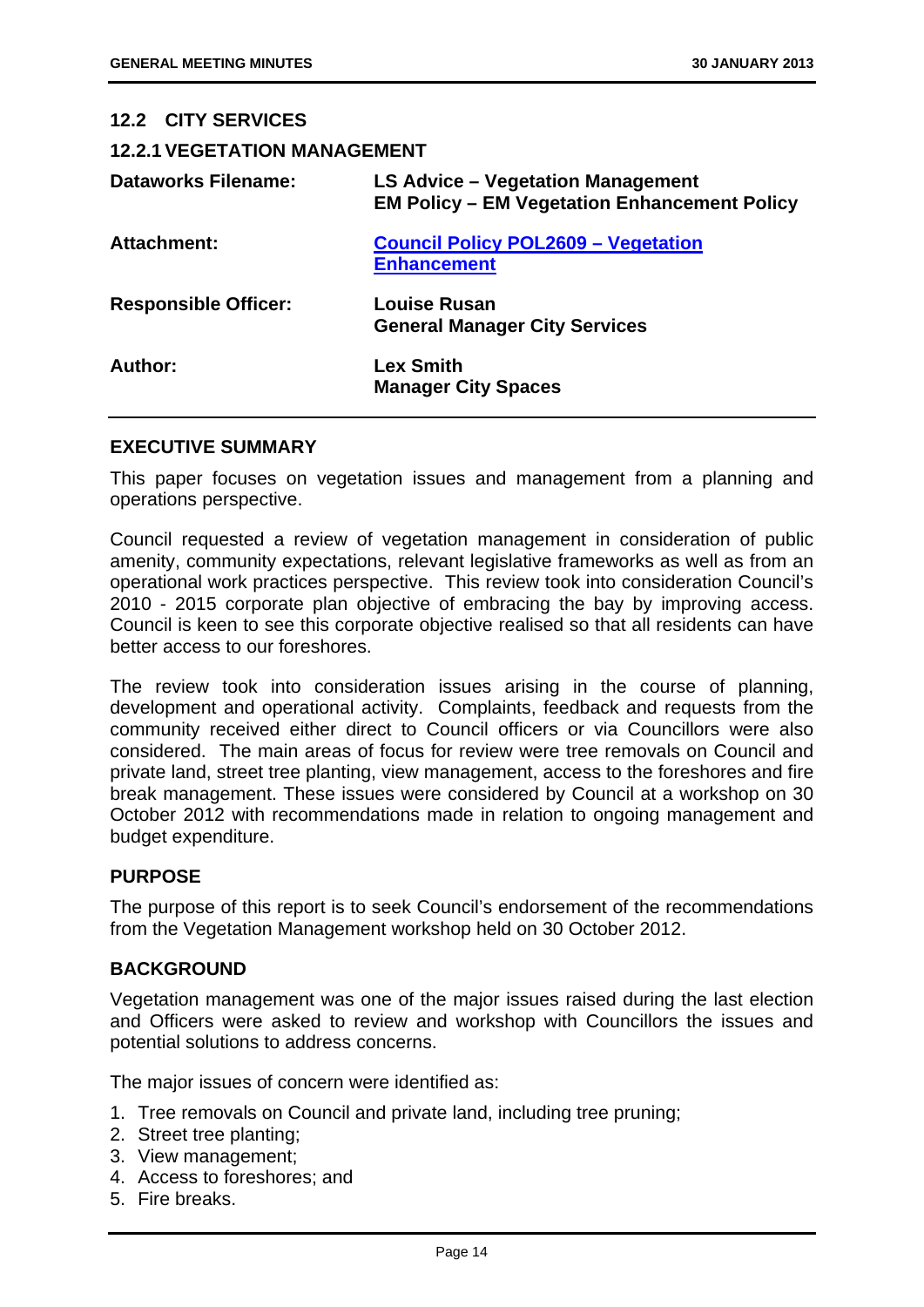## 12.2 CITY SERVICES

### 12.2.1 VEGETATION MANAGEMENT

| | |
|---|---|
| **Dataworks Filename:** | **LS Advice – Vegetation Management**<br>**EM Policy – EM Vegetation Enhancement Policy** |
| **Attachment:** | **Council Policy POL2609 – Vegetation Enhancement** |
| **Responsible Officer:** | **Louise Rusan**<br>**General Manager City Services** |
| **Author:** | **Lex Smith**<br>**Manager City Spaces** |

### EXECUTIVE SUMMARY

This paper focuses on vegetation issues and management from a planning and operations perspective.

Council requested a review of vegetation management in consideration of public amenity, community expectations, relevant legislative frameworks as well as from an operational work practices perspective. This review took into consideration Council's 2010 - 2015 corporate plan objective of embracing the bay by improving access. Council is keen to see this corporate objective realised so that all residents can have better access to our foreshores.

The review took into consideration issues arising in the course of planning, development and operational activity. Complaints, feedback and requests from the community received either direct to Council officers or via Councillors were also considered. The main areas of focus for review were tree removals on Council and private land, street tree planting, view management, access to the foreshores and fire break management. These issues were considered by Council at a workshop on 30 October 2012 with recommendations made in relation to ongoing management and budget expenditure.

### PURPOSE

The purpose of this report is to seek Council's endorsement of the recommendations from the Vegetation Management workshop held on 30 October 2012.

### BACKGROUND

Vegetation management was one of the major issues raised during the last election and Officers were asked to review and workshop with Councillors the issues and potential solutions to address concerns.

The major issues of concern were identified as:

1. Tree removals on Council and private land, including tree pruning;
2. Street tree planting;
3. View management;
4. Access to foreshores; and
5. Fire breaks.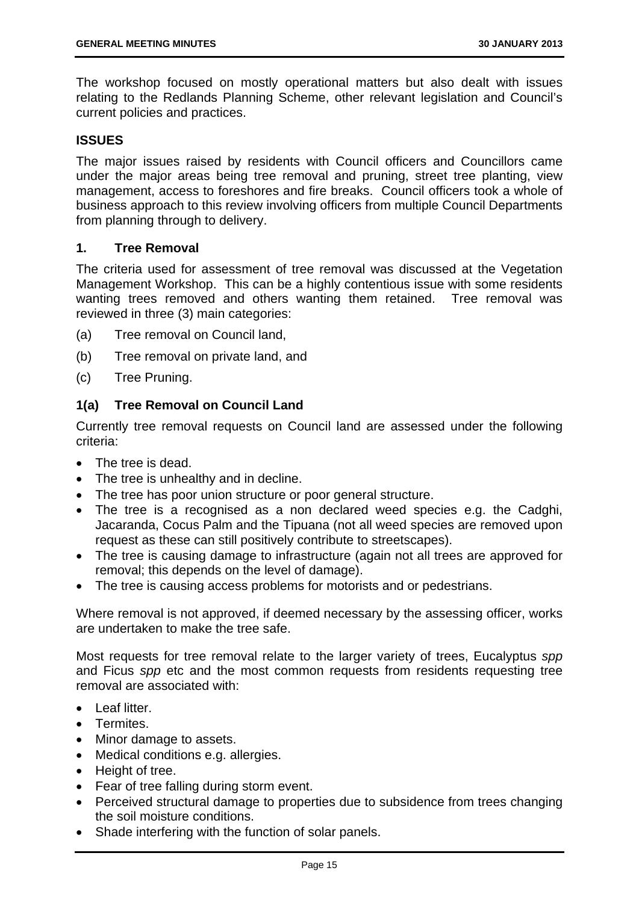The workshop focused on mostly operational matters but also dealt with issues relating to the Redlands Planning Scheme, other relevant legislation and Council's current policies and practices.

### ISSUES

The major issues raised by residents with Council officers and Councillors came under the major areas being tree removal and pruning, street tree planting, view management, access to foreshores and fire breaks. Council officers took a whole of business approach to this review involving officers from multiple Council Departments from planning through to delivery.

### 1. Tree Removal

The criteria used for assessment of tree removal was discussed at the Vegetation Management Workshop. This can be a highly contentious issue with some residents wanting trees removed and others wanting them retained. Tree removal was reviewed in three (3) main categories:

(a) Tree removal on Council land,

(b) Tree removal on private land, and

(c) Tree Pruning.

### 1(a) Tree Removal on Council Land

Currently tree removal requests on Council land are assessed under the following criteria:

- The tree is dead.
- The tree is unhealthy and in decline.
- The tree has poor union structure or poor general structure.
- The tree is a recognised as a non declared weed species e.g. the Cadghi, Jacaranda, Cocus Palm and the Tipuana (not all weed species are removed upon request as these can still positively contribute to streetscapes).
- The tree is causing damage to infrastructure (again not all trees are approved for removal; this depends on the level of damage).
- The tree is causing access problems for motorists and or pedestrians.

Where removal is not approved, if deemed necessary by the assessing officer, works are undertaken to make the tree safe.

Most requests for tree removal relate to the larger variety of trees, Eucalyptus *spp* and Ficus *spp* etc and the most common requests from residents requesting tree removal are associated with:

- Leaf litter.
- Termites.
- Minor damage to assets.
- Medical conditions e.g. allergies.
- Height of tree.
- Fear of tree falling during storm event.
- Perceived structural damage to properties due to subsidence from trees changing the soil moisture conditions.
- Shade interfering with the function of solar panels.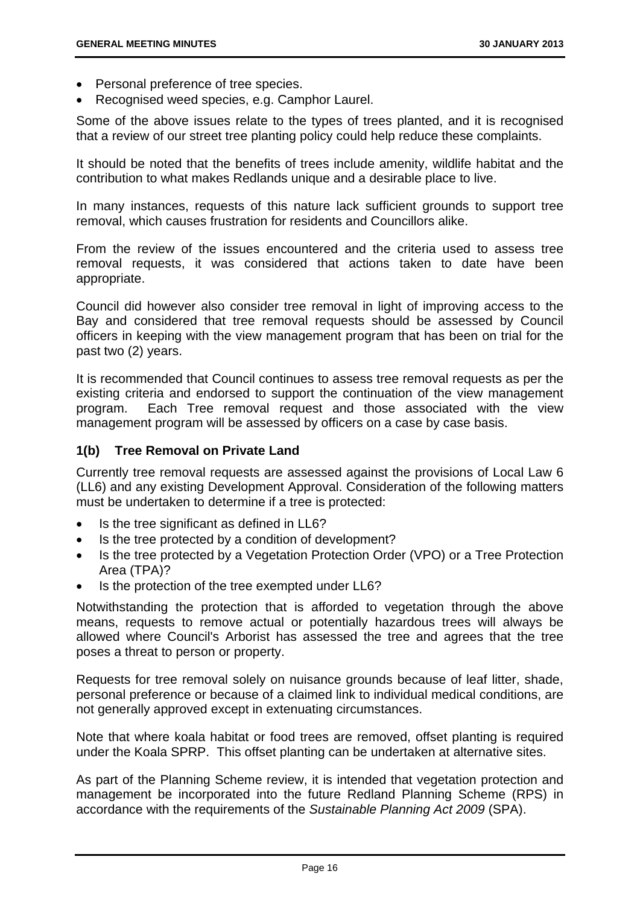- Personal preference of tree species.
- Recognised weed species, e.g. Camphor Laurel.

Some of the above issues relate to the types of trees planted, and it is recognised that a review of our street tree planting policy could help reduce these complaints.

It should be noted that the benefits of trees include amenity, wildlife habitat and the contribution to what makes Redlands unique and a desirable place to live.

In many instances, requests of this nature lack sufficient grounds to support tree removal, which causes frustration for residents and Councillors alike.

From the review of the issues encountered and the criteria used to assess tree removal requests, it was considered that actions taken to date have been appropriate.

Council did however also consider tree removal in light of improving access to the Bay and considered that tree removal requests should be assessed by Council officers in keeping with the view management program that has been on trial for the past two (2) years.

It is recommended that Council continues to assess tree removal requests as per the existing criteria and endorsed to support the continuation of the view management program. Each Tree removal request and those associated with the view management program will be assessed by officers on a case by case basis.

### 1(b) Tree Removal on Private Land

Currently tree removal requests are assessed against the provisions of Local Law 6 (LL6) and any existing Development Approval. Consideration of the following matters must be undertaken to determine if a tree is protected:

- Is the tree significant as defined in LL6?
- Is the tree protected by a condition of development?
- Is the tree protected by a Vegetation Protection Order (VPO) or a Tree Protection Area (TPA)?
- Is the protection of the tree exempted under LL6?

Notwithstanding the protection that is afforded to vegetation through the above means, requests to remove actual or potentially hazardous trees will always be allowed where Council's Arborist has assessed the tree and agrees that the tree poses a threat to person or property.

Requests for tree removal solely on nuisance grounds because of leaf litter, shade, personal preference or because of a claimed link to individual medical conditions, are not generally approved except in extenuating circumstances.

Note that where koala habitat or food trees are removed, offset planting is required under the Koala SPRP. This offset planting can be undertaken at alternative sites.

As part of the Planning Scheme review, it is intended that vegetation protection and management be incorporated into the future Redland Planning Scheme (RPS) in accordance with the requirements of the *Sustainable Planning Act 2009* (SPA).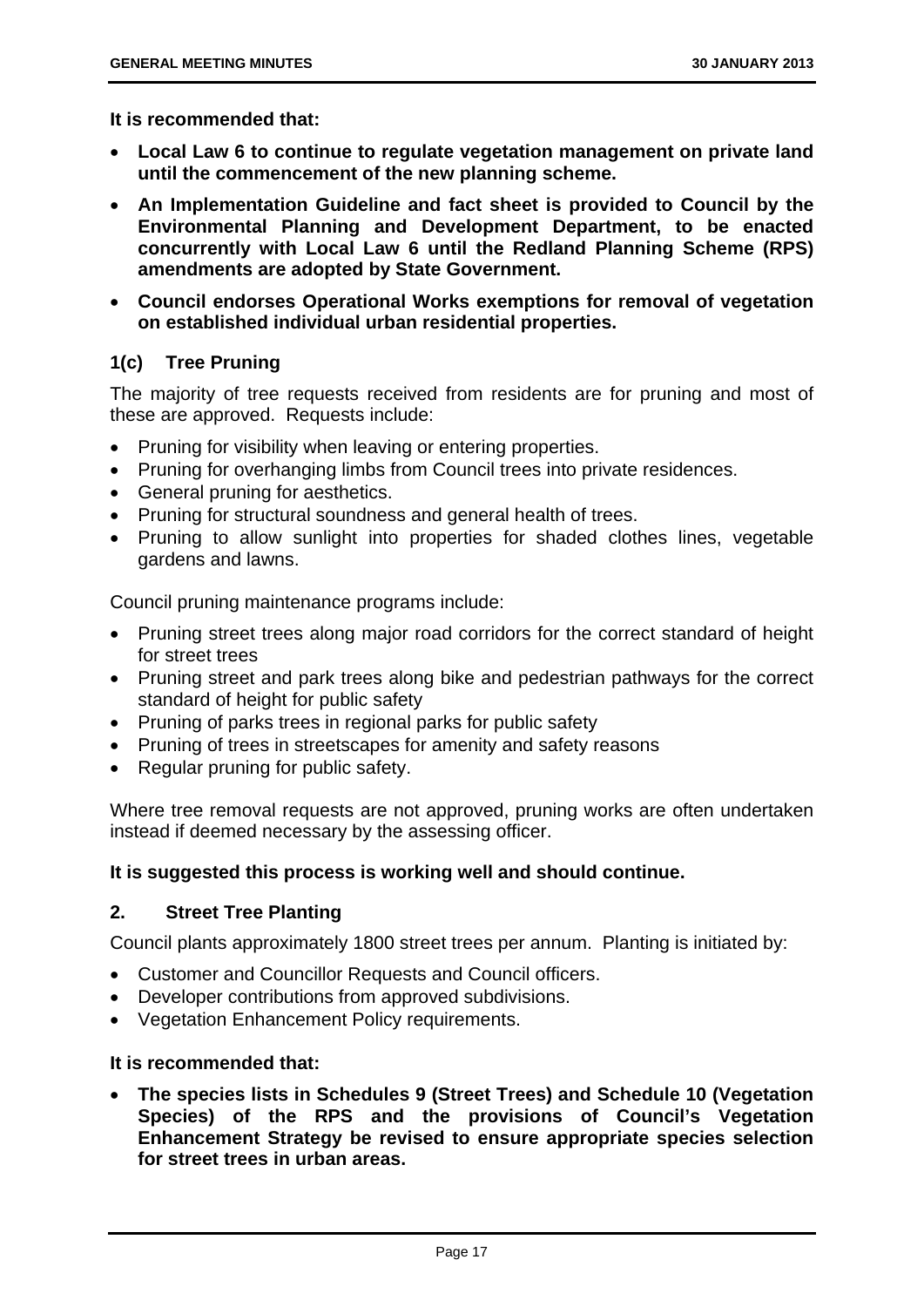**It is recommended that:**

- **Local Law 6 to continue to regulate vegetation management on private land until the commencement of the new planning scheme.**
- **An Implementation Guideline and fact sheet is provided to Council by the Environmental Planning and Development Department, to be enacted concurrently with Local Law 6 until the Redland Planning Scheme (RPS) amendments are adopted by State Government.**
- **Council endorses Operational Works exemptions for removal of vegetation on established individual urban residential properties.**

### 1(c) Tree Pruning

The majority of tree requests received from residents are for pruning and most of these are approved. Requests include:

- Pruning for visibility when leaving or entering properties.
- Pruning for overhanging limbs from Council trees into private residences.
- General pruning for aesthetics.
- Pruning for structural soundness and general health of trees.
- Pruning to allow sunlight into properties for shaded clothes lines, vegetable gardens and lawns.

Council pruning maintenance programs include:

- Pruning street trees along major road corridors for the correct standard of height for street trees
- Pruning street and park trees along bike and pedestrian pathways for the correct standard of height for public safety
- Pruning of parks trees in regional parks for public safety
- Pruning of trees in streetscapes for amenity and safety reasons
- Regular pruning for public safety.

Where tree removal requests are not approved, pruning works are often undertaken instead if deemed necessary by the assessing officer.

**It is suggested this process is working well and should continue.**

### 2. Street Tree Planting

Council plants approximately 1800 street trees per annum. Planting is initiated by:

- Customer and Councillor Requests and Council officers.
- Developer contributions from approved subdivisions.
- Vegetation Enhancement Policy requirements.

**It is recommended that:**

- **The species lists in Schedules 9 (Street Trees) and Schedule 10 (Vegetation Species) of the RPS and the provisions of Council's Vegetation Enhancement Strategy be revised to ensure appropriate species selection for street trees in urban areas.**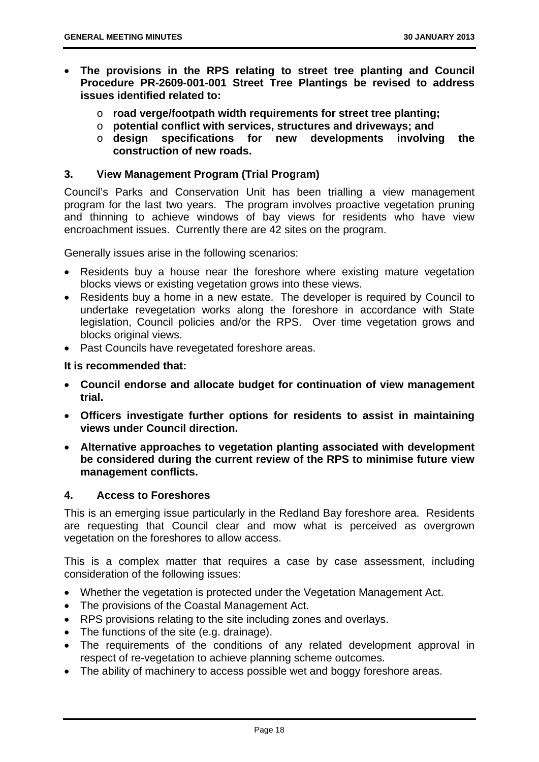- **The provisions in the RPS relating to street tree planting and Council Procedure PR-2609-001-001 Street Tree Plantings be revised to address issues identified related to:**
  - **road verge/footpath width requirements for street tree planting;**
  - **potential conflict with services, structures and driveways; and**
  - **design specifications for new developments involving the construction of new roads.**

### 3. View Management Program (Trial Program)

Council's Parks and Conservation Unit has been trialling a view management program for the last two years. The program involves proactive vegetation pruning and thinning to achieve windows of bay views for residents who have view encroachment issues. Currently there are 42 sites on the program.

Generally issues arise in the following scenarios:

- Residents buy a house near the foreshore where existing mature vegetation blocks views or existing vegetation grows into these views.
- Residents buy a home in a new estate. The developer is required by Council to undertake revegetation works along the foreshore in accordance with State legislation, Council policies and/or the RPS. Over time vegetation grows and blocks original views.
- Past Councils have revegetated foreshore areas.

**It is recommended that:**

- **Council endorse and allocate budget for continuation of view management trial.**
- **Officers investigate further options for residents to assist in maintaining views under Council direction.**
- **Alternative approaches to vegetation planting associated with development be considered during the current review of the RPS to minimise future view management conflicts.**

### 4. Access to Foreshores

This is an emerging issue particularly in the Redland Bay foreshore area. Residents are requesting that Council clear and mow what is perceived as overgrown vegetation on the foreshores to allow access.

This is a complex matter that requires a case by case assessment, including consideration of the following issues:

- Whether the vegetation is protected under the Vegetation Management Act.
- The provisions of the Coastal Management Act.
- RPS provisions relating to the site including zones and overlays.
- The functions of the site (e.g. drainage).
- The requirements of the conditions of any related development approval in respect of re-vegetation to achieve planning scheme outcomes.
- The ability of machinery to access possible wet and boggy foreshore areas.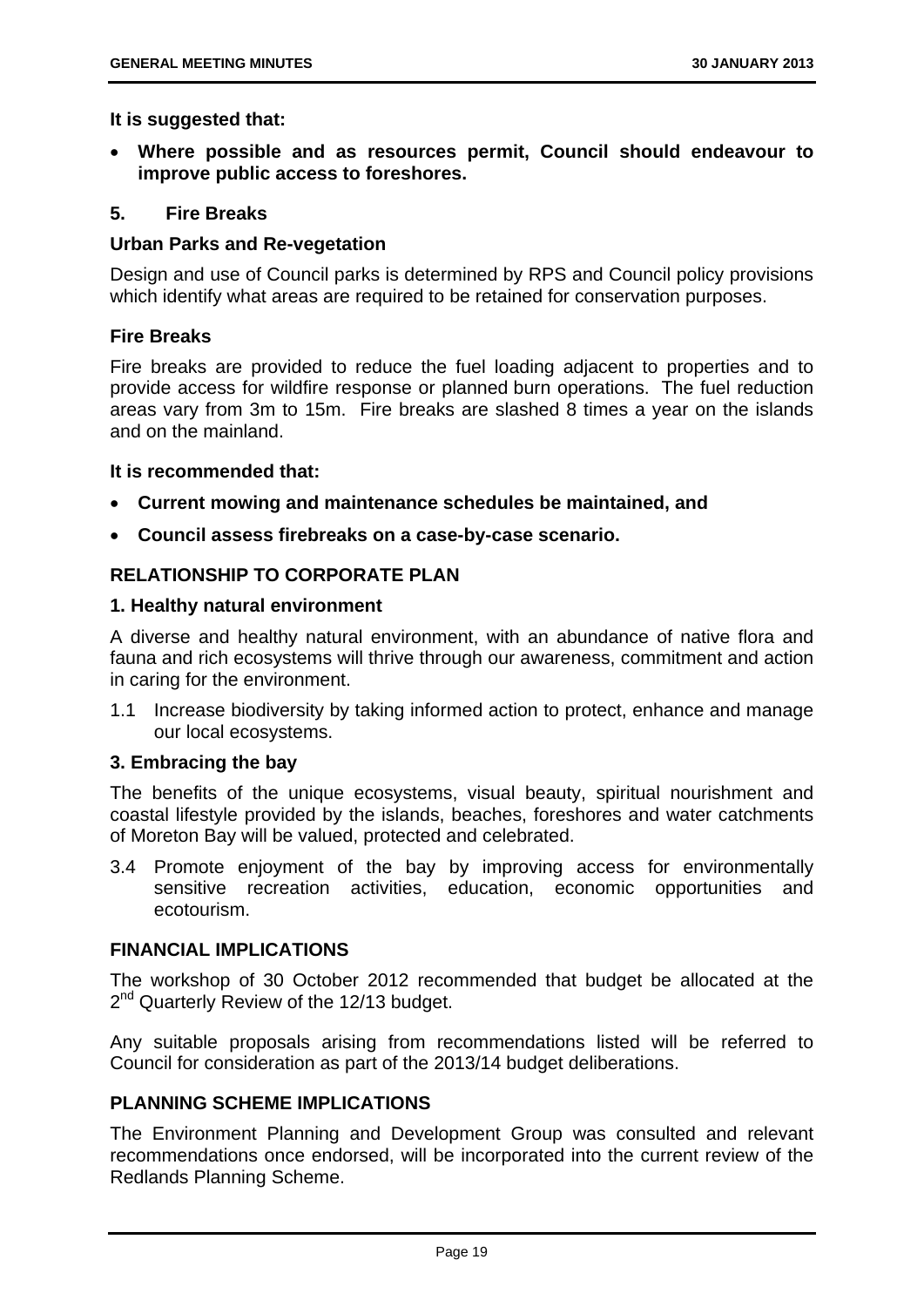**It is suggested that:**

- **Where possible and as resources permit, Council should endeavour to improve public access to foreshores.**

**5. Fire Breaks**

**Urban Parks and Re-vegetation**

Design and use of Council parks is determined by RPS and Council policy provisions which identify what areas are required to be retained for conservation purposes.

**Fire Breaks**

Fire breaks are provided to reduce the fuel loading adjacent to properties and to provide access for wildfire response or planned burn operations. The fuel reduction areas vary from 3m to 15m. Fire breaks are slashed 8 times a year on the islands and on the mainland.

**It is recommended that:**

- **Current mowing and maintenance schedules be maintained, and**
- **Council assess firebreaks on a case-by-case scenario.**

## RELATIONSHIP TO CORPORATE PLAN

**1. Healthy natural environment**

A diverse and healthy natural environment, with an abundance of native flora and fauna and rich ecosystems will thrive through our awareness, commitment and action in caring for the environment.

1.1 Increase biodiversity by taking informed action to protect, enhance and manage our local ecosystems.

**3. Embracing the bay**

The benefits of the unique ecosystems, visual beauty, spiritual nourishment and coastal lifestyle provided by the islands, beaches, foreshores and water catchments of Moreton Bay will be valued, protected and celebrated.

3.4 Promote enjoyment of the bay by improving access for environmentally sensitive recreation activities, education, economic opportunities and ecotourism.

## FINANCIAL IMPLICATIONS

The workshop of 30 October 2012 recommended that budget be allocated at the 2nd Quarterly Review of the 12/13 budget.

Any suitable proposals arising from recommendations listed will be referred to Council for consideration as part of the 2013/14 budget deliberations.

## PLANNING SCHEME IMPLICATIONS

The Environment Planning and Development Group was consulted and relevant recommendations once endorsed, will be incorporated into the current review of the Redlands Planning Scheme.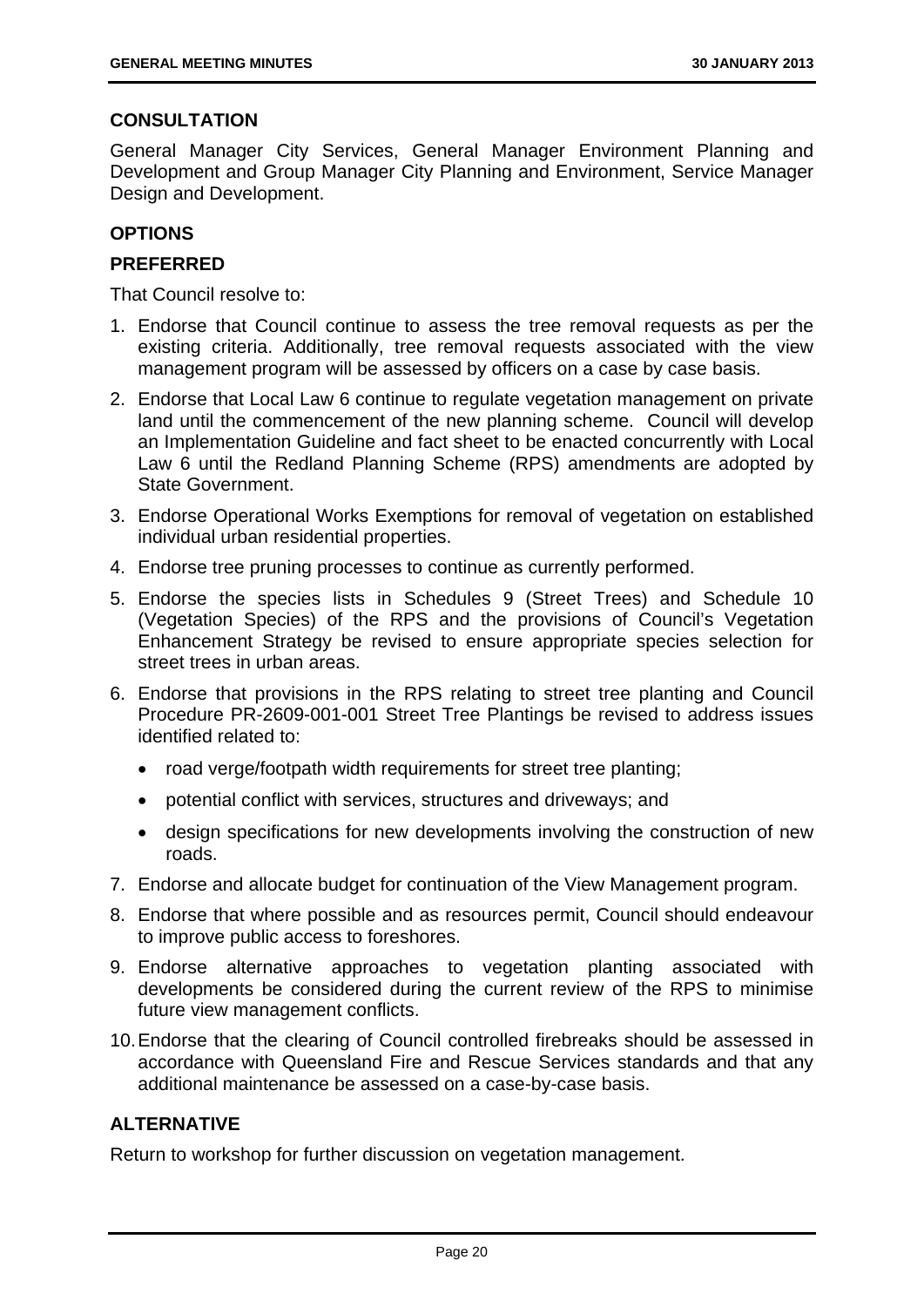### CONSULTATION

General Manager City Services, General Manager Environment Planning and Development and Group Manager City Planning and Environment, Service Manager Design and Development.

### OPTIONS

### PREFERRED

That Council resolve to:

1. Endorse that Council continue to assess the tree removal requests as per the existing criteria. Additionally, tree removal requests associated with the view management program will be assessed by officers on a case by case basis.
2. Endorse that Local Law 6 continue to regulate vegetation management on private land until the commencement of the new planning scheme. Council will develop an Implementation Guideline and fact sheet to be enacted concurrently with Local Law 6 until the Redland Planning Scheme (RPS) amendments are adopted by State Government.
3. Endorse Operational Works Exemptions for removal of vegetation on established individual urban residential properties.
4. Endorse tree pruning processes to continue as currently performed.
5. Endorse the species lists in Schedules 9 (Street Trees) and Schedule 10 (Vegetation Species) of the RPS and the provisions of Council's Vegetation Enhancement Strategy be revised to ensure appropriate species selection for street trees in urban areas.
6. Endorse that provisions in the RPS relating to street tree planting and Council Procedure PR-2609-001-001 Street Tree Plantings be revised to address issues identified related to:
   - road verge/footpath width requirements for street tree planting;
   - potential conflict with services, structures and driveways; and
   - design specifications for new developments involving the construction of new roads.
7. Endorse and allocate budget for continuation of the View Management program.
8. Endorse that where possible and as resources permit, Council should endeavour to improve public access to foreshores.
9. Endorse alternative approaches to vegetation planting associated with developments be considered during the current review of the RPS to minimise future view management conflicts.
10. Endorse that the clearing of Council controlled firebreaks should be assessed in accordance with Queensland Fire and Rescue Services standards and that any additional maintenance be assessed on a case-by-case basis.

### ALTERNATIVE

Return to workshop for further discussion on vegetation management.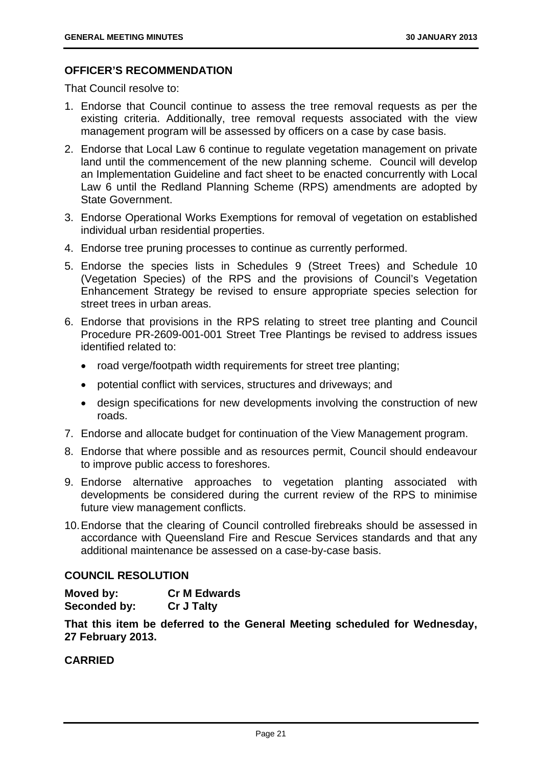### OFFICER'S RECOMMENDATION

That Council resolve to:

1. Endorse that Council continue to assess the tree removal requests as per the existing criteria. Additionally, tree removal requests associated with the view management program will be assessed by officers on a case by case basis.
2. Endorse that Local Law 6 continue to regulate vegetation management on private land until the commencement of the new planning scheme. Council will develop an Implementation Guideline and fact sheet to be enacted concurrently with Local Law 6 until the Redland Planning Scheme (RPS) amendments are adopted by State Government.
3. Endorse Operational Works Exemptions for removal of vegetation on established individual urban residential properties.
4. Endorse tree pruning processes to continue as currently performed.
5. Endorse the species lists in Schedules 9 (Street Trees) and Schedule 10 (Vegetation Species) of the RPS and the provisions of Council's Vegetation Enhancement Strategy be revised to ensure appropriate species selection for street trees in urban areas.
6. Endorse that provisions in the RPS relating to street tree planting and Council Procedure PR-2609-001-001 Street Tree Plantings be revised to address issues identified related to:
   - road verge/footpath width requirements for street tree planting;
   - potential conflict with services, structures and driveways; and
   - design specifications for new developments involving the construction of new roads.
7. Endorse and allocate budget for continuation of the View Management program.
8. Endorse that where possible and as resources permit, Council should endeavour to improve public access to foreshores.
9. Endorse alternative approaches to vegetation planting associated with developments be considered during the current review of the RPS to minimise future view management conflicts.
10. Endorse that the clearing of Council controlled firebreaks should be assessed in accordance with Queensland Fire and Rescue Services standards and that any additional maintenance be assessed on a case-by-case basis.

### COUNCIL RESOLUTION

**Moved by:** **Cr M Edwards**
**Seconded by:** **Cr J Talty**

**That this item be deferred to the General Meeting scheduled for Wednesday, 27 February 2013.**

**CARRIED**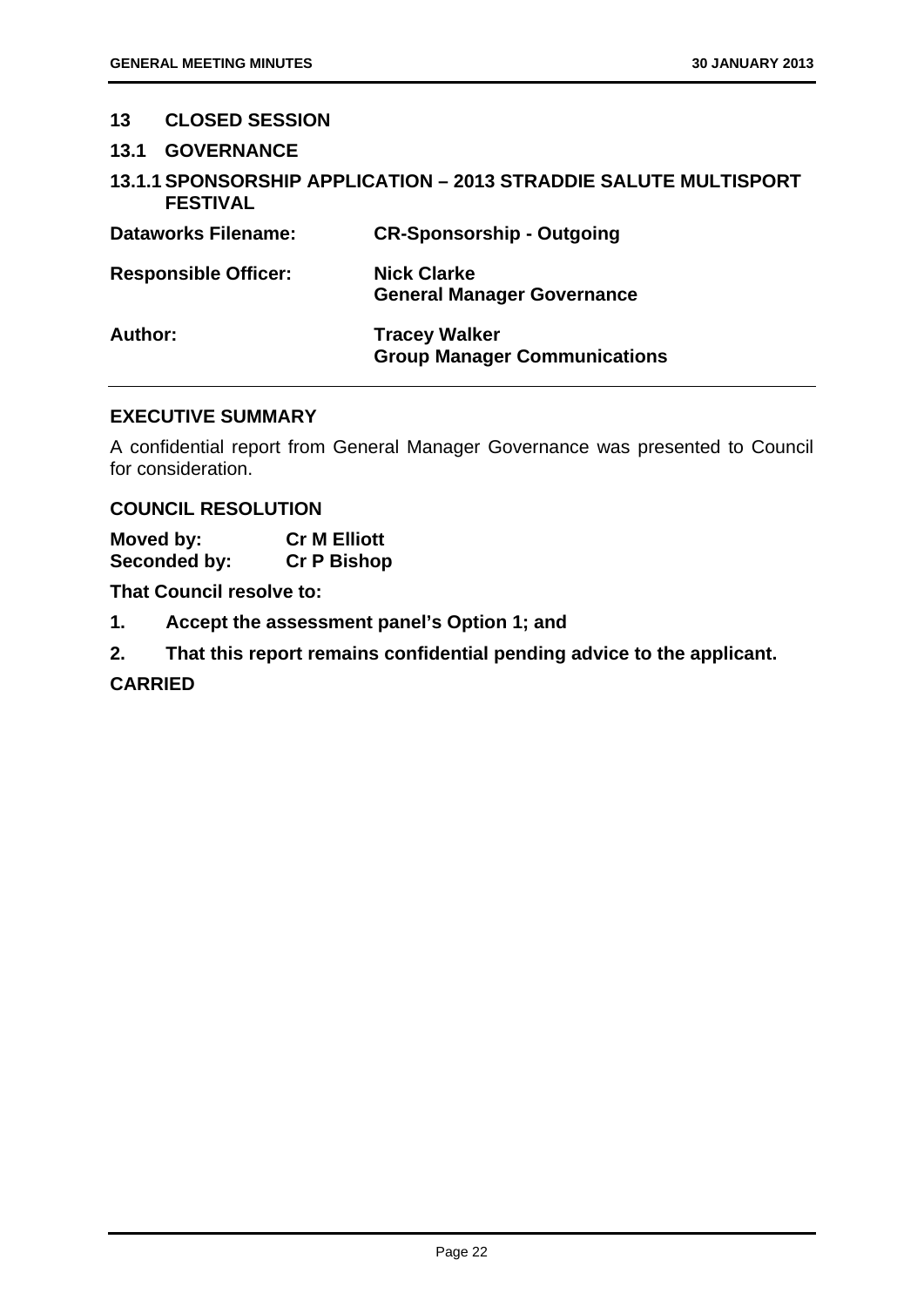## 13 CLOSED SESSION

### 13.1 GOVERNANCE

### 13.1.1 SPONSORSHIP APPLICATION – 2013 STRADDIE SALUTE MULTISPORT FESTIVAL

| | |
|---|---|
| **Dataworks Filename:** | **CR-Sponsorship - Outgoing** |
| **Responsible Officer:** | **Nick Clarke**<br>**General Manager Governance** |
| **Author:** | **Tracey Walker**<br>**Group Manager Communications** |

#### EXECUTIVE SUMMARY

A confidential report from General Manager Governance was presented to Council for consideration.

#### COUNCIL RESOLUTION

**Moved by:** **Cr M Elliott**
**Seconded by:** **Cr P Bishop**

**That Council resolve to:**

1. **Accept the assessment panel's Option 1; and**
2. **That this report remains confidential pending advice to the applicant.**

**CARRIED**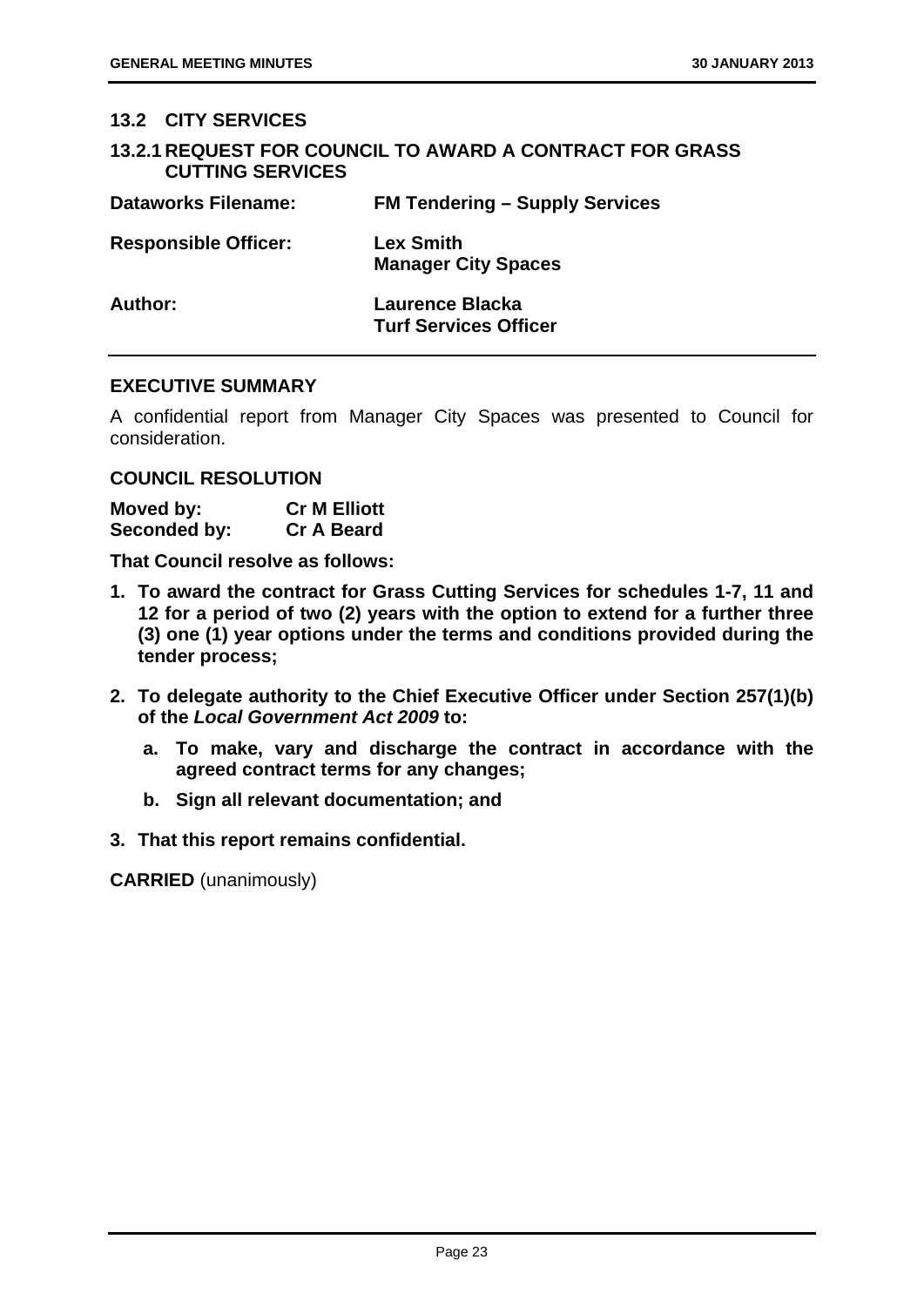## 13.2 CITY SERVICES

### 13.2.1 REQUEST FOR COUNCIL TO AWARD A CONTRACT FOR GRASS CUTTING SERVICES

| | |
|---|---|
| **Dataworks Filename:** | **FM Tendering – Supply Services** |
| **Responsible Officer:** | **Lex Smith**<br>**Manager City Spaces** |
| **Author:** | **Laurence Blacka**<br>**Turf Services Officer** |

### EXECUTIVE SUMMARY

A confidential report from Manager City Spaces was presented to Council for consideration.

### COUNCIL RESOLUTION

**Moved by:** **Cr M Elliott**
**Seconded by:** **Cr A Beard**

**That Council resolve as follows:**

1. **To award the contract for Grass Cutting Services for schedules 1-7, 11 and 12 for a period of two (2) years with the option to extend for a further three (3) one (1) year options under the terms and conditions provided during the tender process;**
2. **To delegate authority to the Chief Executive Officer under Section 257(1)(b) of the *Local Government Act 2009* to:**
   a. **To make, vary and discharge the contract in accordance with the agreed contract terms for any changes;**
   b. **Sign all relevant documentation; and**
3. **That this report remains confidential.**

**CARRIED** (unanimously)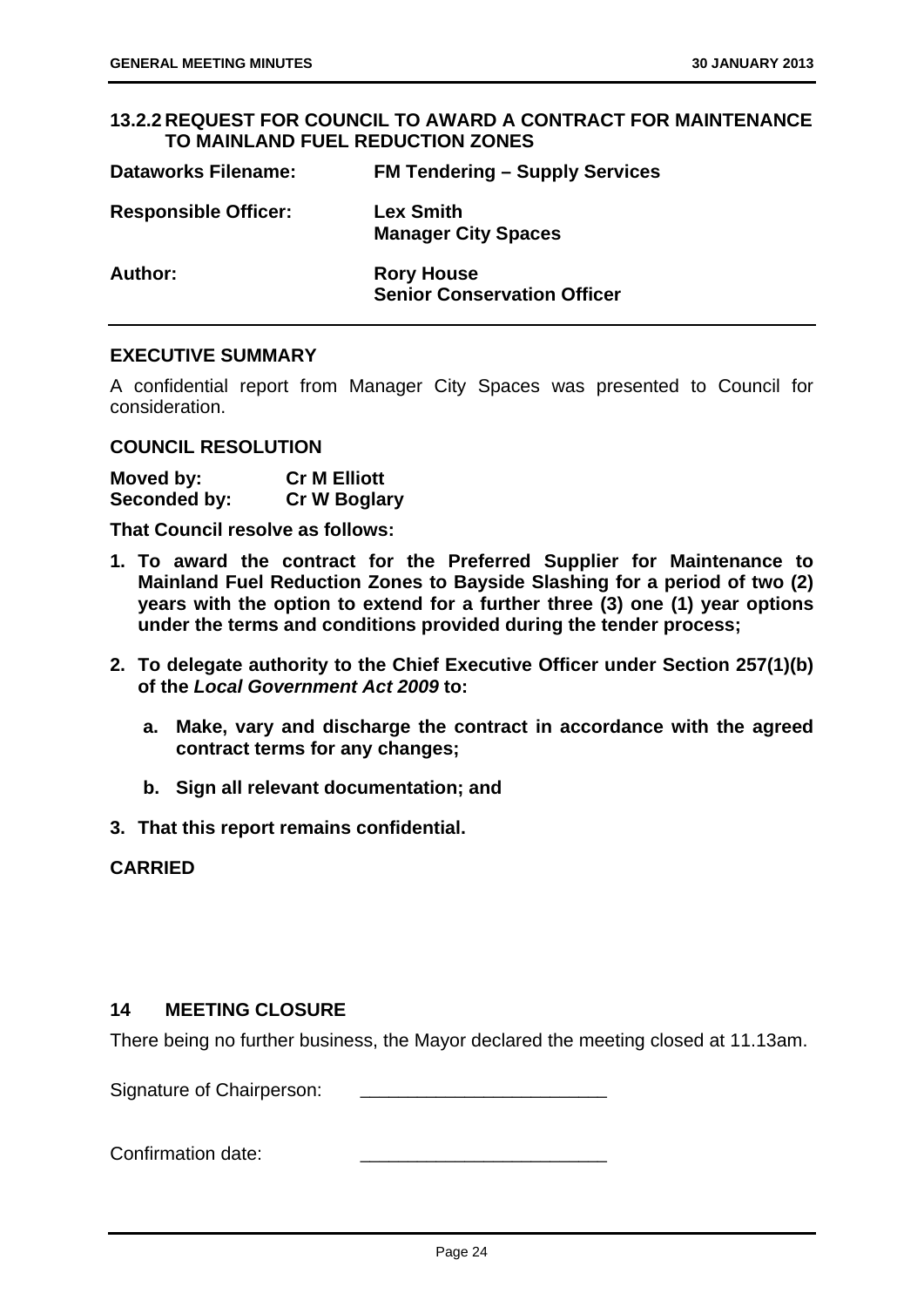### 13.2.2 REQUEST FOR COUNCIL TO AWARD A CONTRACT FOR MAINTENANCE TO MAINLAND FUEL REDUCTION ZONES

| | |
|---|---|
| **Dataworks Filename:** | **FM Tendering – Supply Services** |
| **Responsible Officer:** | **Lex Smith**<br>**Manager City Spaces** |
| **Author:** | **Rory House**<br>**Senior Conservation Officer** |

#### EXECUTIVE SUMMARY

A confidential report from Manager City Spaces was presented to Council for consideration.

#### COUNCIL RESOLUTION

| | |
|---|---|
| **Moved by:** | **Cr M Elliott** |
| **Seconded by:** | **Cr W Boglary** |

**That Council resolve as follows:**

1. **To award the contract for the Preferred Supplier for Maintenance to Mainland Fuel Reduction Zones to Bayside Slashing for a period of two (2) years with the option to extend for a further three (3) one (1) year options under the terms and conditions provided during the tender process;**
2. **To delegate authority to the Chief Executive Officer under Section 257(1)(b) of the *Local Government Act 2009* to:**
   a. **Make, vary and discharge the contract in accordance with the agreed contract terms for any changes;**
   b. **Sign all relevant documentation; and**
3. **That this report remains confidential.**

**CARRIED**

## 14 MEETING CLOSURE

There being no further business, the Mayor declared the meeting closed at 11.13am.

Signature of Chairperson: ________________________

Confirmation date: ________________________